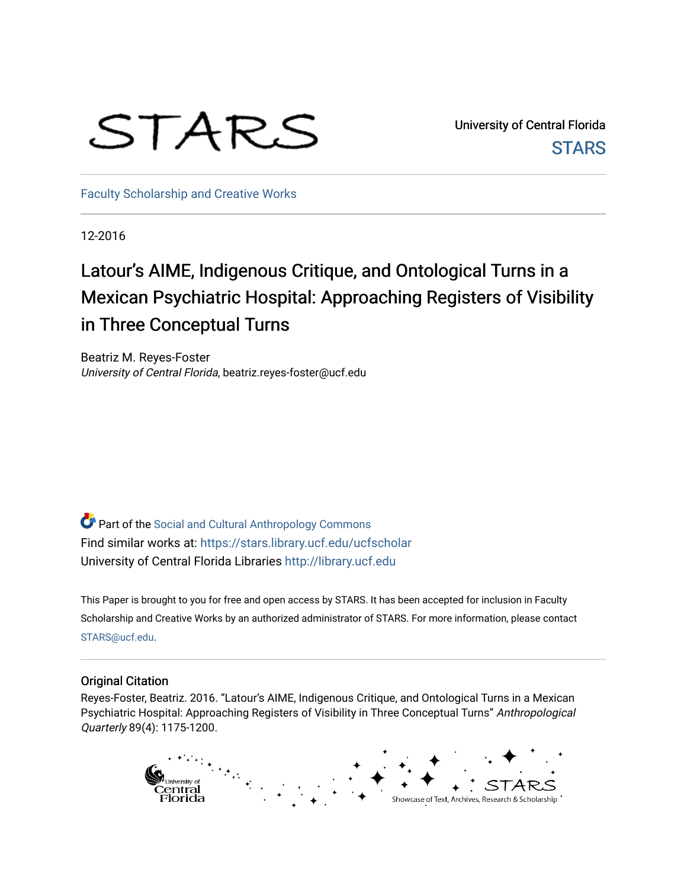University of Central Florida

STARS

Faculty Scholarship and Creative Works

12-2016

# Latour's AIME, Indigenous Critique, and Ontological Turns in a Mexican Psychiatric Hospital: Approaching Registers of Visibility in Three Conceptual Turns

Beatriz M. Reyes-Foster
*University of Central Florida*, beatriz.reyes-foster@ucf.edu

Part of the Social and Cultural Anthropology Commons
Find similar works at: https://stars.library.ucf.edu/ucfscholar
University of Central Florida Libraries http://library.ucf.edu

This Paper is brought to you for free and open access by STARS. It has been accepted for inclusion in Faculty Scholarship and Creative Works by an authorized administrator of STARS. For more information, please contact STARS@ucf.edu.

## Original Citation

Reyes-Foster, Beatriz. 2016. "Latour's AIME, Indigenous Critique, and Ontological Turns in a Mexican Psychiatric Hospital: Approaching Registers of Visibility in Three Conceptual Turns" *Anthropological Quarterly* 89(4): 1175-1200.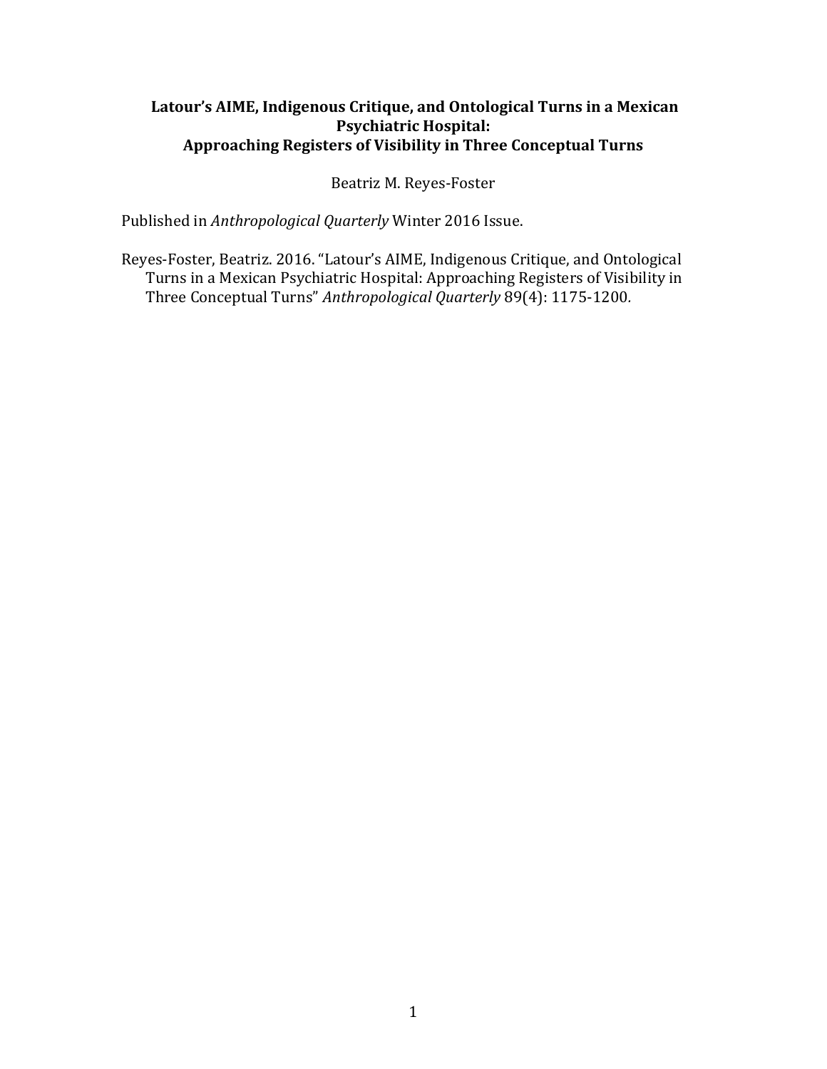# Latour's AIME, Indigenous Critique, and Ontological Turns in a Mexican Psychiatric Hospital: Approaching Registers of Visibility in Three Conceptual Turns

Beatriz M. Reyes-Foster

Published in *Anthropological Quarterly* Winter 2016 Issue.

Reyes-Foster, Beatriz. 2016. "Latour's AIME, Indigenous Critique, and Ontological Turns in a Mexican Psychiatric Hospital: Approaching Registers of Visibility in Three Conceptual Turns" *Anthropological Quarterly* 89(4): 1175-1200.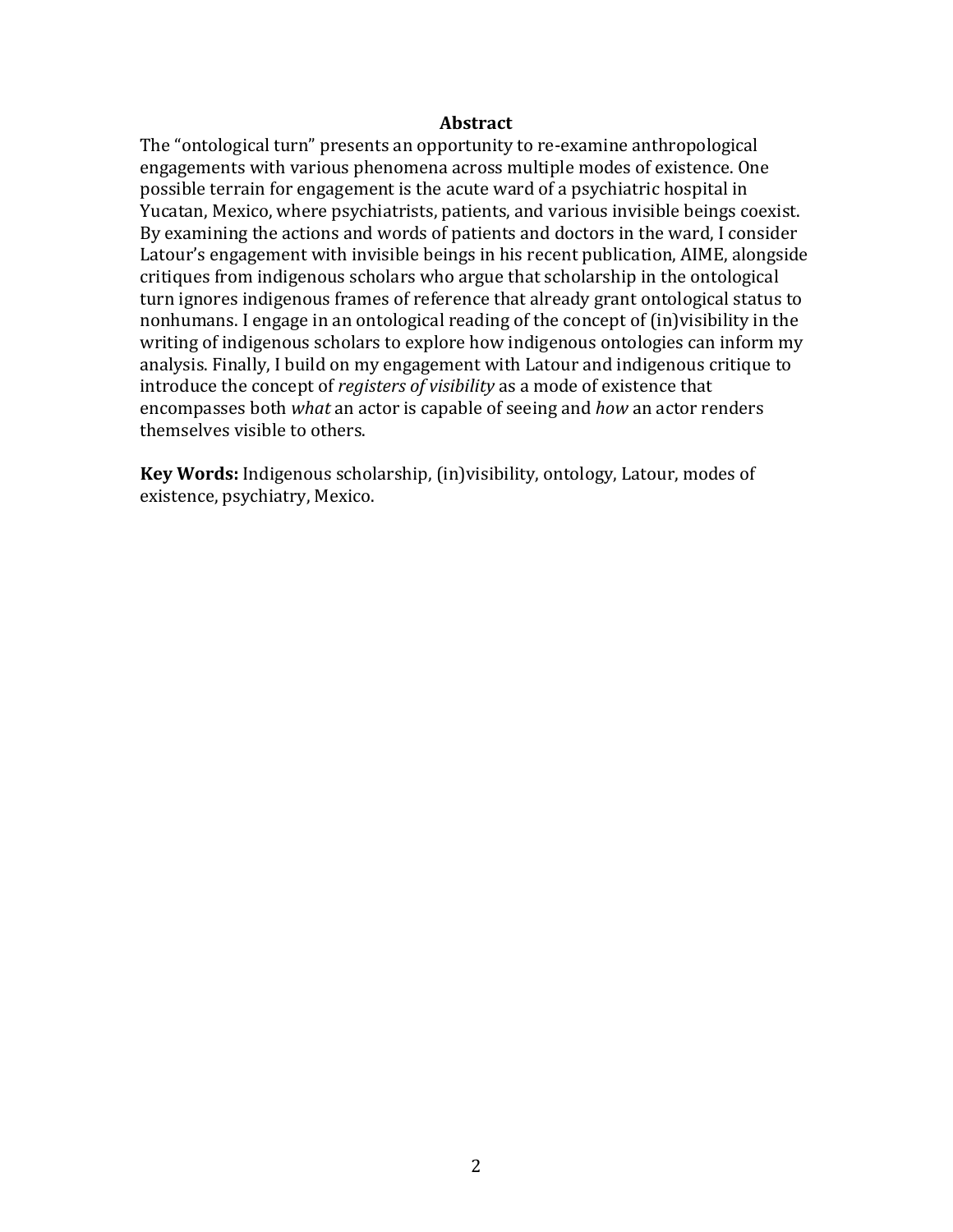## Abstract

The "ontological turn" presents an opportunity to re-examine anthropological engagements with various phenomena across multiple modes of existence. One possible terrain for engagement is the acute ward of a psychiatric hospital in Yucatan, Mexico, where psychiatrists, patients, and various invisible beings coexist. By examining the actions and words of patients and doctors in the ward, I consider Latour's engagement with invisible beings in his recent publication, AIME, alongside critiques from indigenous scholars who argue that scholarship in the ontological turn ignores indigenous frames of reference that already grant ontological status to nonhumans. I engage in an ontological reading of the concept of (in)visibility in the writing of indigenous scholars to explore how indigenous ontologies can inform my analysis. Finally, I build on my engagement with Latour and indigenous critique to introduce the concept of *registers of visibility* as a mode of existence that encompasses both *what* an actor is capable of seeing and *how* an actor renders themselves visible to others.

**Key Words:** Indigenous scholarship, (in)visibility, ontology, Latour, modes of existence, psychiatry, Mexico.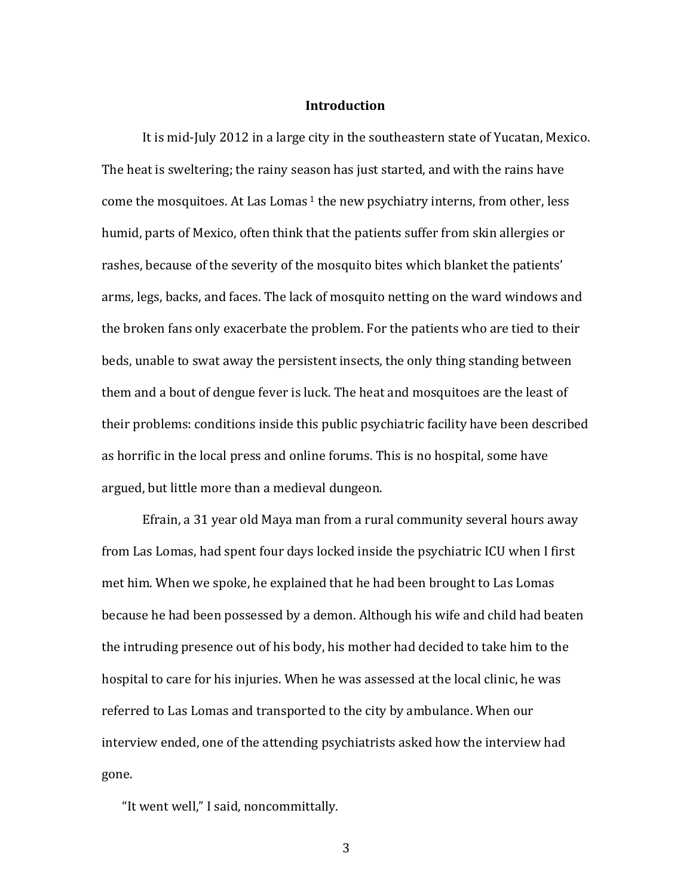## Introduction

It is mid-July 2012 in a large city in the southeastern state of Yucatan, Mexico. The heat is sweltering; the rainy season has just started, and with the rains have come the mosquitoes. At Las Lomas [1] the new psychiatry interns, from other, less humid, parts of Mexico, often think that the patients suffer from skin allergies or rashes, because of the severity of the mosquito bites which blanket the patients' arms, legs, backs, and faces. The lack of mosquito netting on the ward windows and the broken fans only exacerbate the problem. For the patients who are tied to their beds, unable to swat away the persistent insects, the only thing standing between them and a bout of dengue fever is luck. The heat and mosquitoes are the least of their problems: conditions inside this public psychiatric facility have been described as horrific in the local press and online forums. This is no hospital, some have argued, but little more than a medieval dungeon.

Efrain, a 31 year old Maya man from a rural community several hours away from Las Lomas, had spent four days locked inside the psychiatric ICU when I first met him. When we spoke, he explained that he had been brought to Las Lomas because he had been possessed by a demon. Although his wife and child had beaten the intruding presence out of his body, his mother had decided to take him to the hospital to care for his injuries. When he was assessed at the local clinic, he was referred to Las Lomas and transported to the city by ambulance. When our interview ended, one of the attending psychiatrists asked how the interview had gone.

"It went well," I said, noncommittally.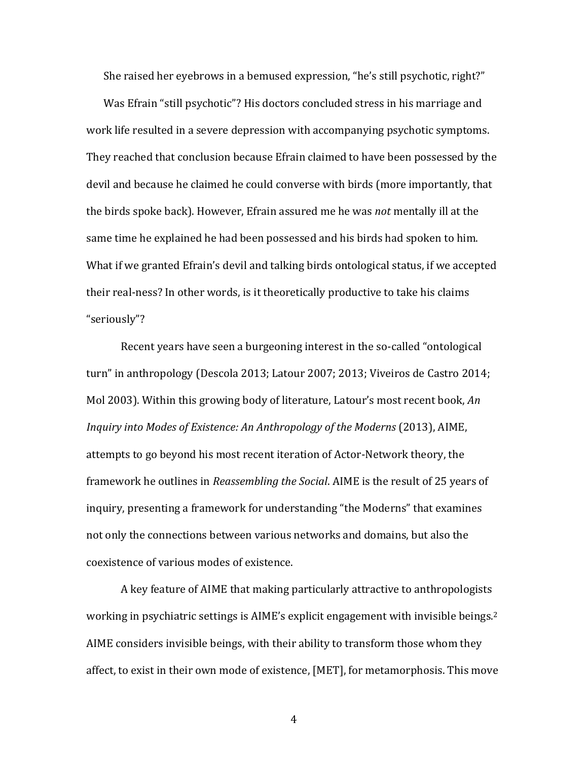She raised her eyebrows in a bemused expression, "he's still psychotic, right?"

Was Efrain "still psychotic"? His doctors concluded stress in his marriage and work life resulted in a severe depression with accompanying psychotic symptoms. They reached that conclusion because Efrain claimed to have been possessed by the devil and because he claimed he could converse with birds (more importantly, that the birds spoke back). However, Efrain assured me he was *not* mentally ill at the same time he explained he had been possessed and his birds had spoken to him. What if we granted Efrain's devil and talking birds ontological status, if we accepted their real-ness? In other words, is it theoretically productive to take his claims "seriously"?

Recent years have seen a burgeoning interest in the so-called "ontological turn" in anthropology (Descola 2013; Latour 2007; 2013; Viveiros de Castro 2014; Mol 2003). Within this growing body of literature, Latour's most recent book, *An Inquiry into Modes of Existence: An Anthropology of the Moderns* (2013), AIME, attempts to go beyond his most recent iteration of Actor-Network theory, the framework he outlines in *Reassembling the Social*. AIME is the result of 25 years of inquiry, presenting a framework for understanding "the Moderns" that examines not only the connections between various networks and domains, but also the coexistence of various modes of existence.

A key feature of AIME that making particularly attractive to anthropologists working in psychiatric settings is AIME's explicit engagement with invisible beings.[2] AIME considers invisible beings, with their ability to transform those whom they affect, to exist in their own mode of existence, [MET], for metamorphosis. This move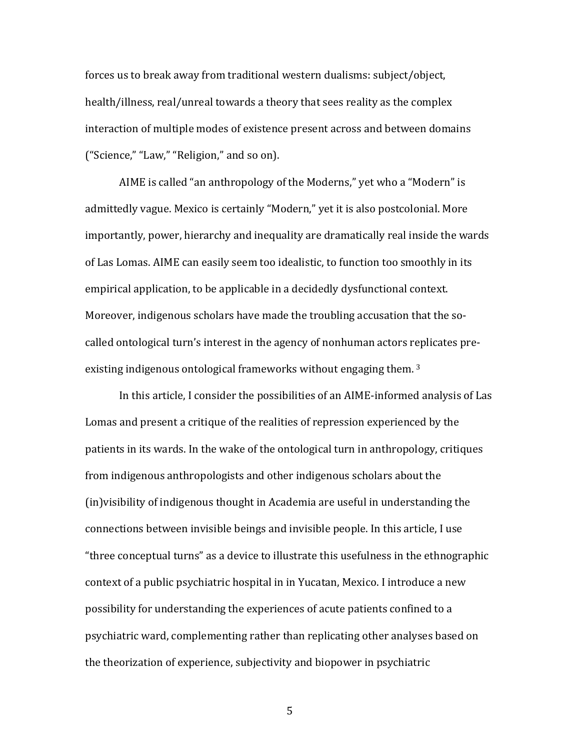forces us to break away from traditional western dualisms: subject/object, health/illness, real/unreal towards a theory that sees reality as the complex interaction of multiple modes of existence present across and between domains ("Science," "Law," "Religion," and so on).

AIME is called "an anthropology of the Moderns," yet who a "Modern" is admittedly vague. Mexico is certainly "Modern," yet it is also postcolonial. More importantly, power, hierarchy and inequality are dramatically real inside the wards of Las Lomas. AIME can easily seem too idealistic, to function too smoothly in its empirical application, to be applicable in a decidedly dysfunctional context. Moreover, indigenous scholars have made the troubling accusation that the so-called ontological turn's interest in the agency of nonhuman actors replicates pre-existing indigenous ontological frameworks without engaging them. [3]

In this article, I consider the possibilities of an AIME-informed analysis of Las Lomas and present a critique of the realities of repression experienced by the patients in its wards. In the wake of the ontological turn in anthropology, critiques from indigenous anthropologists and other indigenous scholars about the (in)visibility of indigenous thought in Academia are useful in understanding the connections between invisible beings and invisible people. In this article, I use "three conceptual turns" as a device to illustrate this usefulness in the ethnographic context of a public psychiatric hospital in in Yucatan, Mexico. I introduce a new possibility for understanding the experiences of acute patients confined to a psychiatric ward, complementing rather than replicating other analyses based on the theorization of experience, subjectivity and biopower in psychiatric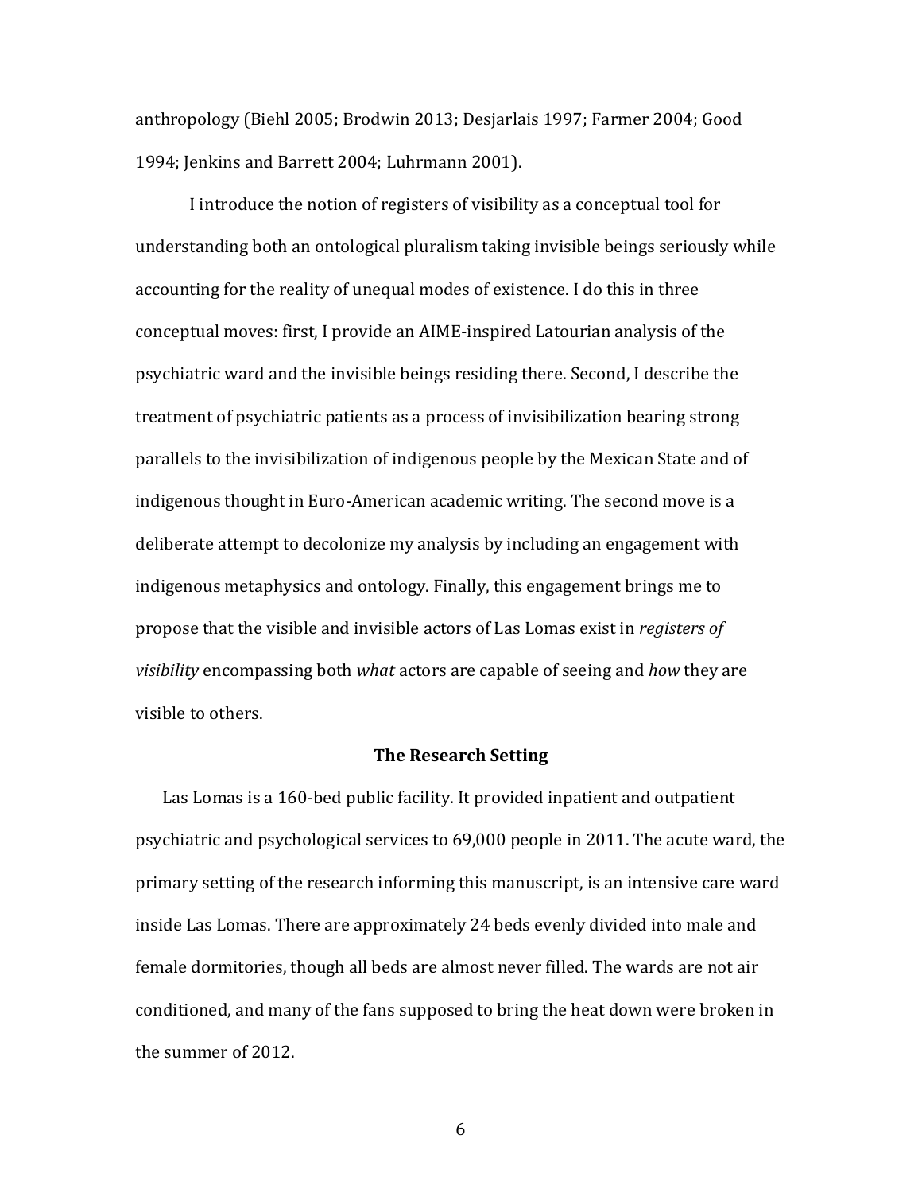anthropology (Biehl 2005; Brodwin 2013; Desjarlais 1997; Farmer 2004; Good 1994; Jenkins and Barrett 2004; Luhrmann 2001).

I introduce the notion of registers of visibility as a conceptual tool for understanding both an ontological pluralism taking invisible beings seriously while accounting for the reality of unequal modes of existence. I do this in three conceptual moves: first, I provide an AIME-inspired Latourian analysis of the psychiatric ward and the invisible beings residing there. Second, I describe the treatment of psychiatric patients as a process of invisibilization bearing strong parallels to the invisibilization of indigenous people by the Mexican State and of indigenous thought in Euro-American academic writing. The second move is a deliberate attempt to decolonize my analysis by including an engagement with indigenous metaphysics and ontology. Finally, this engagement brings me to propose that the visible and invisible actors of Las Lomas exist in *registers of visibility* encompassing both *what* actors are capable of seeing and *how* they are visible to others.

## The Research Setting

Las Lomas is a 160-bed public facility. It provided inpatient and outpatient psychiatric and psychological services to 69,000 people in 2011. The acute ward, the primary setting of the research informing this manuscript, is an intensive care ward inside Las Lomas. There are approximately 24 beds evenly divided into male and female dormitories, though all beds are almost never filled. The wards are not air conditioned, and many of the fans supposed to bring the heat down were broken in the summer of 2012.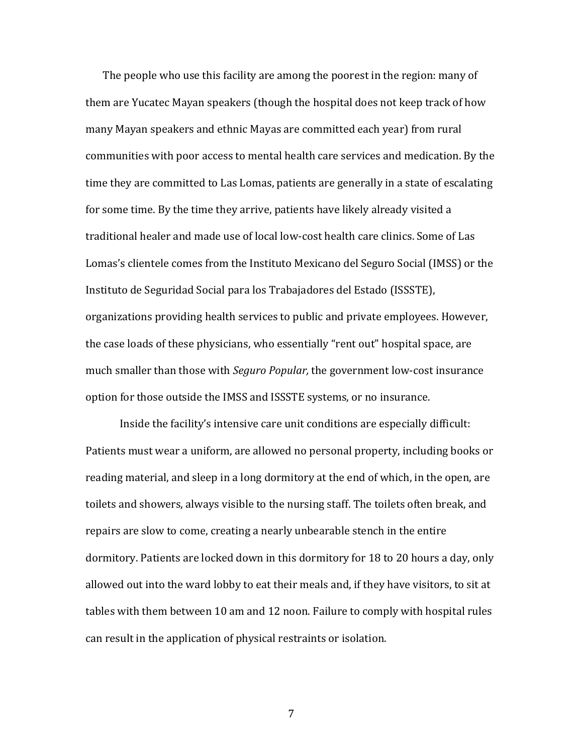The people who use this facility are among the poorest in the region: many of them are Yucatec Mayan speakers (though the hospital does not keep track of how many Mayan speakers and ethnic Mayas are committed each year) from rural communities with poor access to mental health care services and medication. By the time they are committed to Las Lomas, patients are generally in a state of escalating for some time. By the time they arrive, patients have likely already visited a traditional healer and made use of local low-cost health care clinics. Some of Las Lomas's clientele comes from the Instituto Mexicano del Seguro Social (IMSS) or the Instituto de Seguridad Social para los Trabajadores del Estado (ISSSTE), organizations providing health services to public and private employees. However, the case loads of these physicians, who essentially "rent out" hospital space, are much smaller than those with *Seguro Popular,* the government low-cost insurance option for those outside the IMSS and ISSSTE systems, or no insurance.

Inside the facility's intensive care unit conditions are especially difficult: Patients must wear a uniform, are allowed no personal property, including books or reading material, and sleep in a long dormitory at the end of which, in the open, are toilets and showers, always visible to the nursing staff. The toilets often break, and repairs are slow to come, creating a nearly unbearable stench in the entire dormitory. Patients are locked down in this dormitory for 18 to 20 hours a day, only allowed out into the ward lobby to eat their meals and, if they have visitors, to sit at tables with them between 10 am and 12 noon. Failure to comply with hospital rules can result in the application of physical restraints or isolation.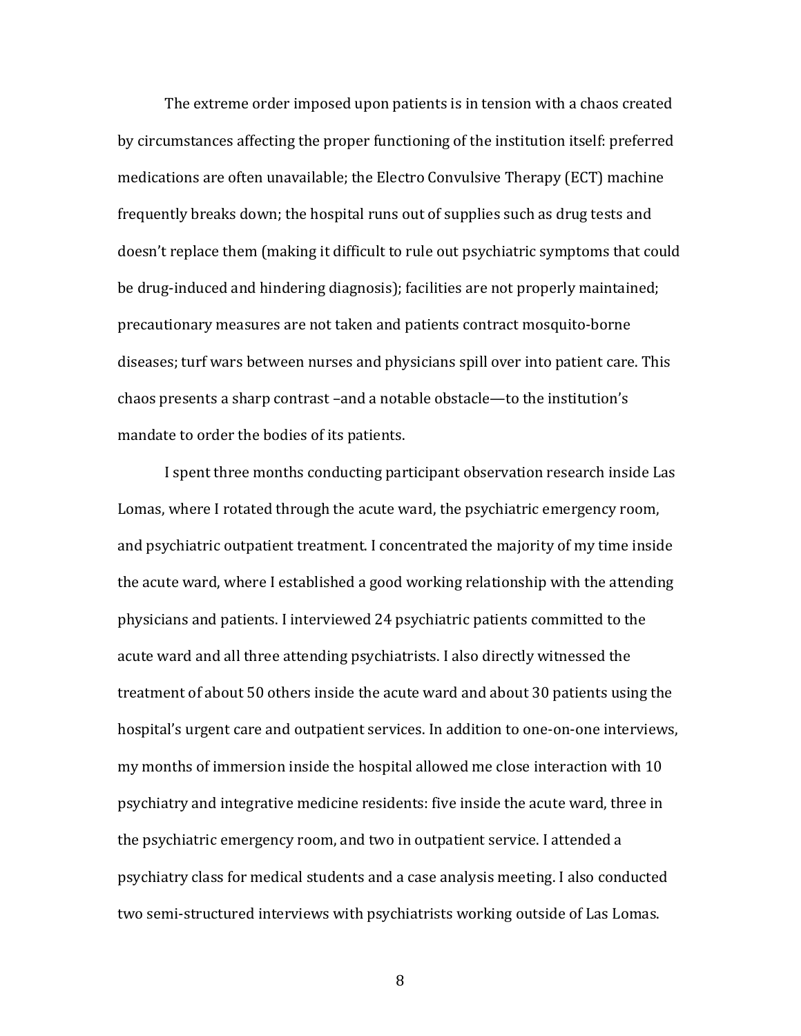The extreme order imposed upon patients is in tension with a chaos created by circumstances affecting the proper functioning of the institution itself: preferred medications are often unavailable; the Electro Convulsive Therapy (ECT) machine frequently breaks down; the hospital runs out of supplies such as drug tests and doesn't replace them (making it difficult to rule out psychiatric symptoms that could be drug-induced and hindering diagnosis); facilities are not properly maintained; precautionary measures are not taken and patients contract mosquito-borne diseases; turf wars between nurses and physicians spill over into patient care. This chaos presents a sharp contrast –and a notable obstacle—to the institution's mandate to order the bodies of its patients.

I spent three months conducting participant observation research inside Las Lomas, where I rotated through the acute ward, the psychiatric emergency room, and psychiatric outpatient treatment. I concentrated the majority of my time inside the acute ward, where I established a good working relationship with the attending physicians and patients. I interviewed 24 psychiatric patients committed to the acute ward and all three attending psychiatrists. I also directly witnessed the treatment of about 50 others inside the acute ward and about 30 patients using the hospital's urgent care and outpatient services. In addition to one-on-one interviews, my months of immersion inside the hospital allowed me close interaction with 10 psychiatry and integrative medicine residents: five inside the acute ward, three in the psychiatric emergency room, and two in outpatient service. I attended a psychiatry class for medical students and a case analysis meeting. I also conducted two semi-structured interviews with psychiatrists working outside of Las Lomas.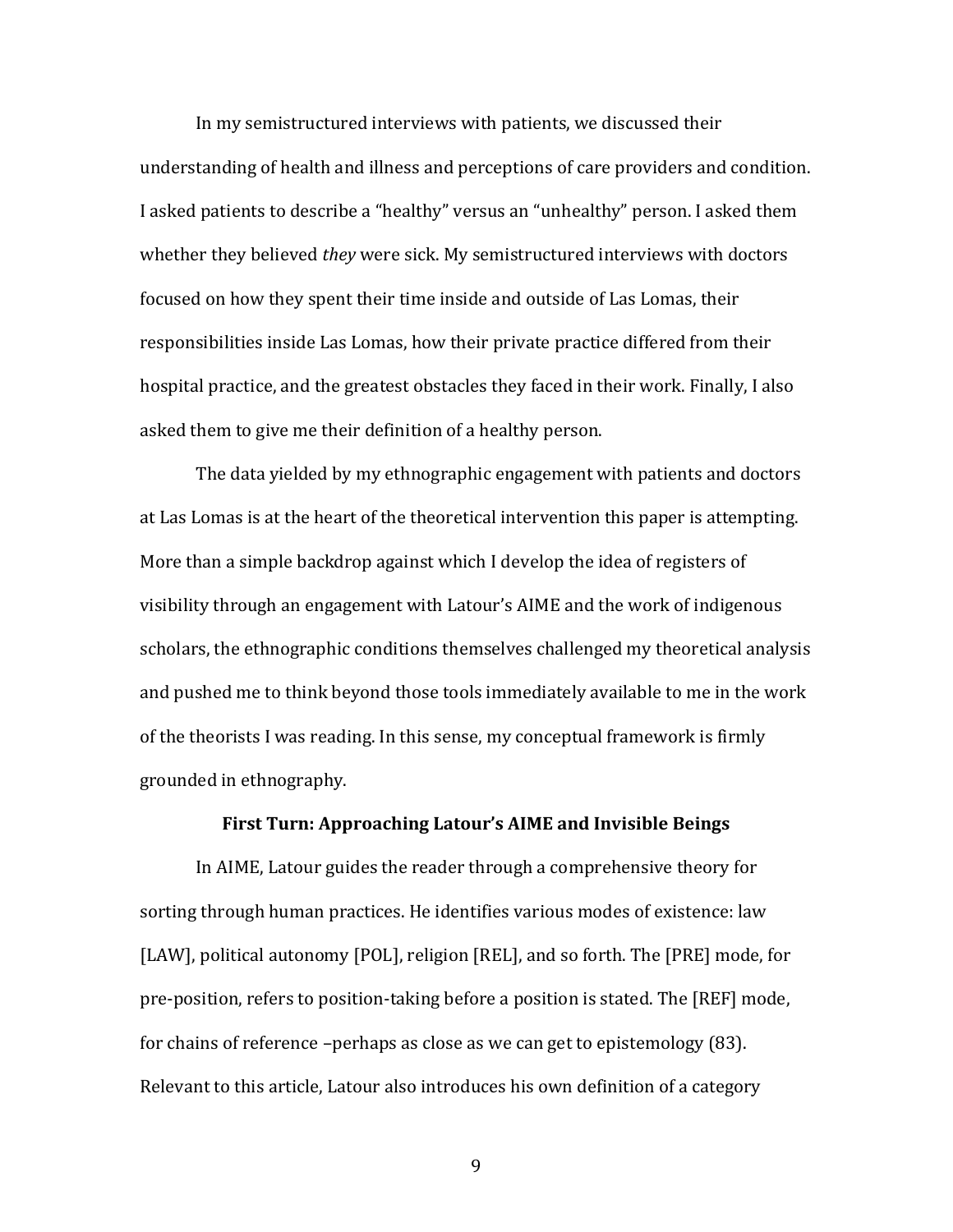In my semistructured interviews with patients, we discussed their understanding of health and illness and perceptions of care providers and condition. I asked patients to describe a "healthy" versus an "unhealthy" person. I asked them whether they believed *they* were sick. My semistructured interviews with doctors focused on how they spent their time inside and outside of Las Lomas, their responsibilities inside Las Lomas, how their private practice differed from their hospital practice, and the greatest obstacles they faced in their work. Finally, I also asked them to give me their definition of a healthy person.

The data yielded by my ethnographic engagement with patients and doctors at Las Lomas is at the heart of the theoretical intervention this paper is attempting. More than a simple backdrop against which I develop the idea of registers of visibility through an engagement with Latour's AIME and the work of indigenous scholars, the ethnographic conditions themselves challenged my theoretical analysis and pushed me to think beyond those tools immediately available to me in the work of the theorists I was reading. In this sense, my conceptual framework is firmly grounded in ethnography.

### First Turn: Approaching Latour's AIME and Invisible Beings

In AIME, Latour guides the reader through a comprehensive theory for sorting through human practices. He identifies various modes of existence: law [LAW], political autonomy [POL], religion [REL], and so forth. The [PRE] mode, for pre-position, refers to position-taking before a position is stated. The [REF] mode, for chains of reference –perhaps as close as we can get to epistemology (83). Relevant to this article, Latour also introduces his own definition of a category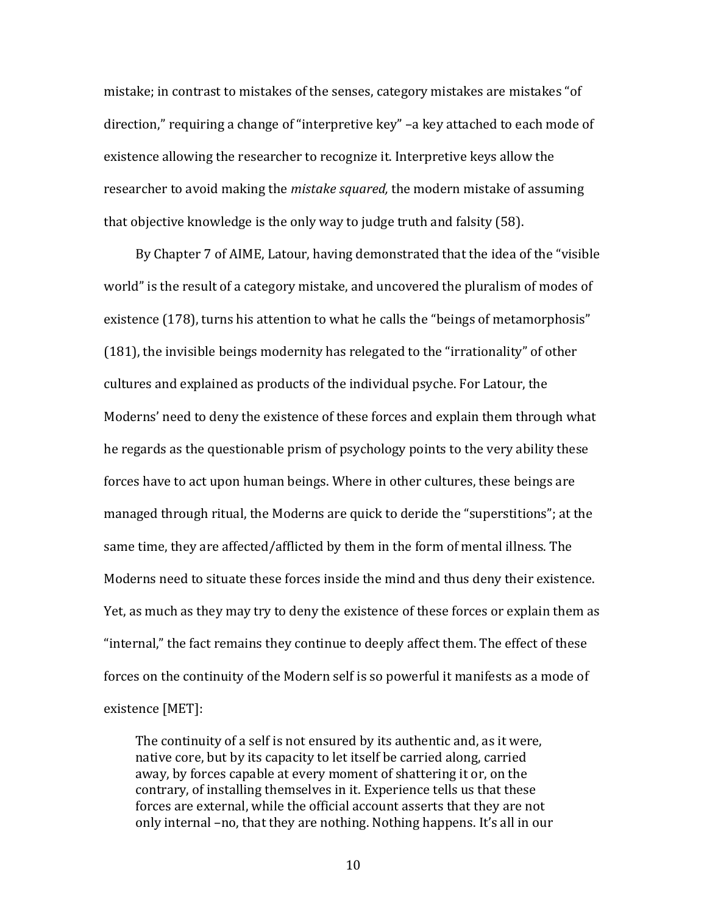mistake; in contrast to mistakes of the senses, category mistakes are mistakes "of direction," requiring a change of "interpretive key" –a key attached to each mode of existence allowing the researcher to recognize it. Interpretive keys allow the researcher to avoid making the *mistake squared,* the modern mistake of assuming that objective knowledge is the only way to judge truth and falsity (58).

By Chapter 7 of AIME, Latour, having demonstrated that the idea of the "visible world" is the result of a category mistake, and uncovered the pluralism of modes of existence (178), turns his attention to what he calls the "beings of metamorphosis" (181), the invisible beings modernity has relegated to the "irrationality" of other cultures and explained as products of the individual psyche. For Latour, the Moderns' need to deny the existence of these forces and explain them through what he regards as the questionable prism of psychology points to the very ability these forces have to act upon human beings. Where in other cultures, these beings are managed through ritual, the Moderns are quick to deride the "superstitions"; at the same time, they are affected/afflicted by them in the form of mental illness. The Moderns need to situate these forces inside the mind and thus deny their existence. Yet, as much as they may try to deny the existence of these forces or explain them as "internal," the fact remains they continue to deeply affect them. The effect of these forces on the continuity of the Modern self is so powerful it manifests as a mode of existence [MET]:

> The continuity of a self is not ensured by its authentic and, as it were, native core, but by its capacity to let itself be carried along, carried away, by forces capable at every moment of shattering it or, on the contrary, of installing themselves in it. Experience tells us that these forces are external, while the official account asserts that they are not only internal –no, that they are nothing. Nothing happens. It's all in our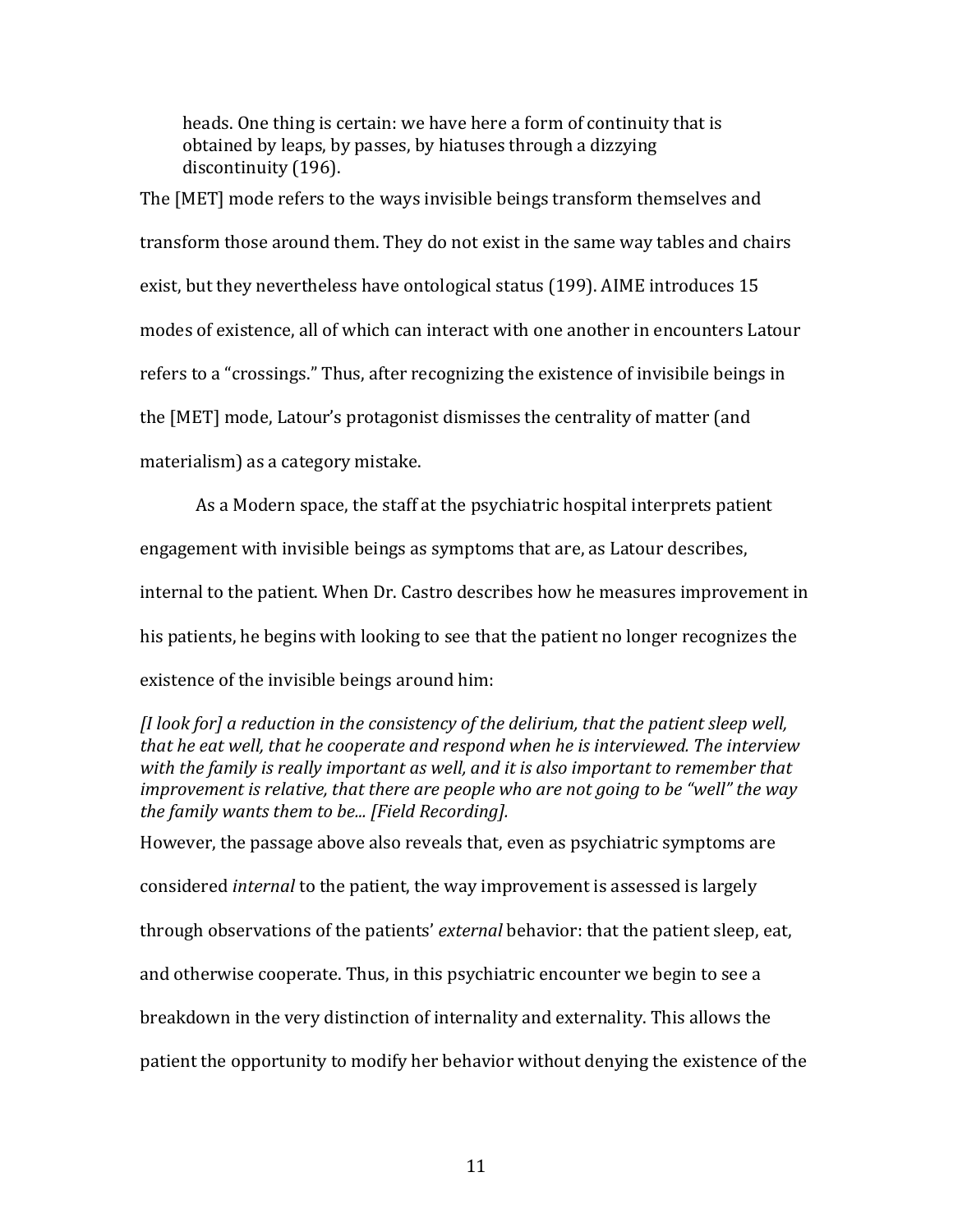> heads. One thing is certain: we have here a form of continuity that is obtained by leaps, by passes, by hiatuses through a dizzying discontinuity (196).

The [MET] mode refers to the ways invisible beings transform themselves and transform those around them. They do not exist in the same way tables and chairs exist, but they nevertheless have ontological status (199). AIME introduces 15 modes of existence, all of which can interact with one another in encounters Latour refers to a "crossings." Thus, after recognizing the existence of invisibile beings in the [MET] mode, Latour's protagonist dismisses the centrality of matter (and materialism) as a category mistake.

As a Modern space, the staff at the psychiatric hospital interprets patient engagement with invisible beings as symptoms that are, as Latour describes, internal to the patient. When Dr. Castro describes how he measures improvement in his patients, he begins with looking to see that the patient no longer recognizes the existence of the invisible beings around him:

*[I look for] a reduction in the consistency of the delirium, that the patient sleep well, that he eat well, that he cooperate and respond when he is interviewed. The interview with the family is really important as well, and it is also important to remember that improvement is relative, that there are people who are not going to be "well" the way the family wants them to be... [Field Recording].*

However, the passage above also reveals that, even as psychiatric symptoms are considered *internal* to the patient, the way improvement is assessed is largely through observations of the patients' *external* behavior: that the patient sleep, eat, and otherwise cooperate. Thus, in this psychiatric encounter we begin to see a breakdown in the very distinction of internality and externality. This allows the patient the opportunity to modify her behavior without denying the existence of the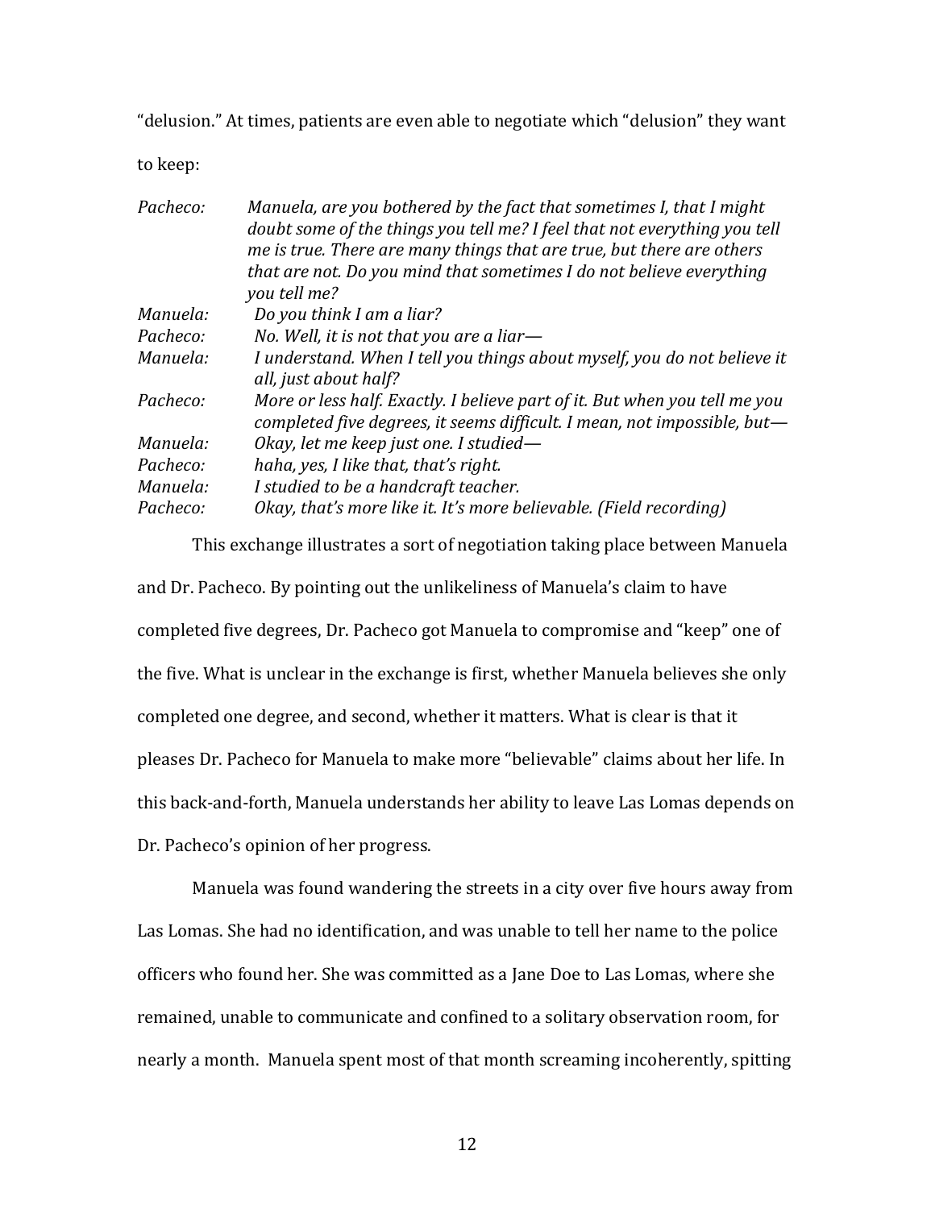"delusion." At times, patients are even able to negotiate which "delusion" they want to keep:

| | |
|---|---|
| *Pacheco:* | *Manuela, are you bothered by the fact that sometimes I, that I might doubt some of the things you tell me? I feel that not everything you tell me is true. There are many things that are true, but there are others that are not. Do you mind that sometimes I do not believe everything you tell me?* |
| *Manuela:* | *Do you think I am a liar?* |
| *Pacheco:* | *No. Well, it is not that you are a liar—* |
| *Manuela:* | *I understand. When I tell you things about myself, you do not believe it all, just about half?* |
| *Pacheco:* | *More or less half. Exactly. I believe part of it. But when you tell me you completed five degrees, it seems difficult. I mean, not impossible, but—* |
| *Manuela:* | *Okay, let me keep just one. I studied—* |
| *Pacheco:* | *haha, yes, I like that, that's right.* |
| *Manuela:* | *I studied to be a handcraft teacher.* |
| *Pacheco:* | *Okay, that's more like it. It's more believable. (Field recording)* |

This exchange illustrates a sort of negotiation taking place between Manuela and Dr. Pacheco. By pointing out the unlikeliness of Manuela's claim to have completed five degrees, Dr. Pacheco got Manuela to compromise and "keep" one of the five. What is unclear in the exchange is first, whether Manuela believes she only completed one degree, and second, whether it matters. What is clear is that it pleases Dr. Pacheco for Manuela to make more "believable" claims about her life. In this back-and-forth, Manuela understands her ability to leave Las Lomas depends on Dr. Pacheco's opinion of her progress.

Manuela was found wandering the streets in a city over five hours away from Las Lomas. She had no identification, and was unable to tell her name to the police officers who found her. She was committed as a Jane Doe to Las Lomas, where she remained, unable to communicate and confined to a solitary observation room, for nearly a month. Manuela spent most of that month screaming incoherently, spitting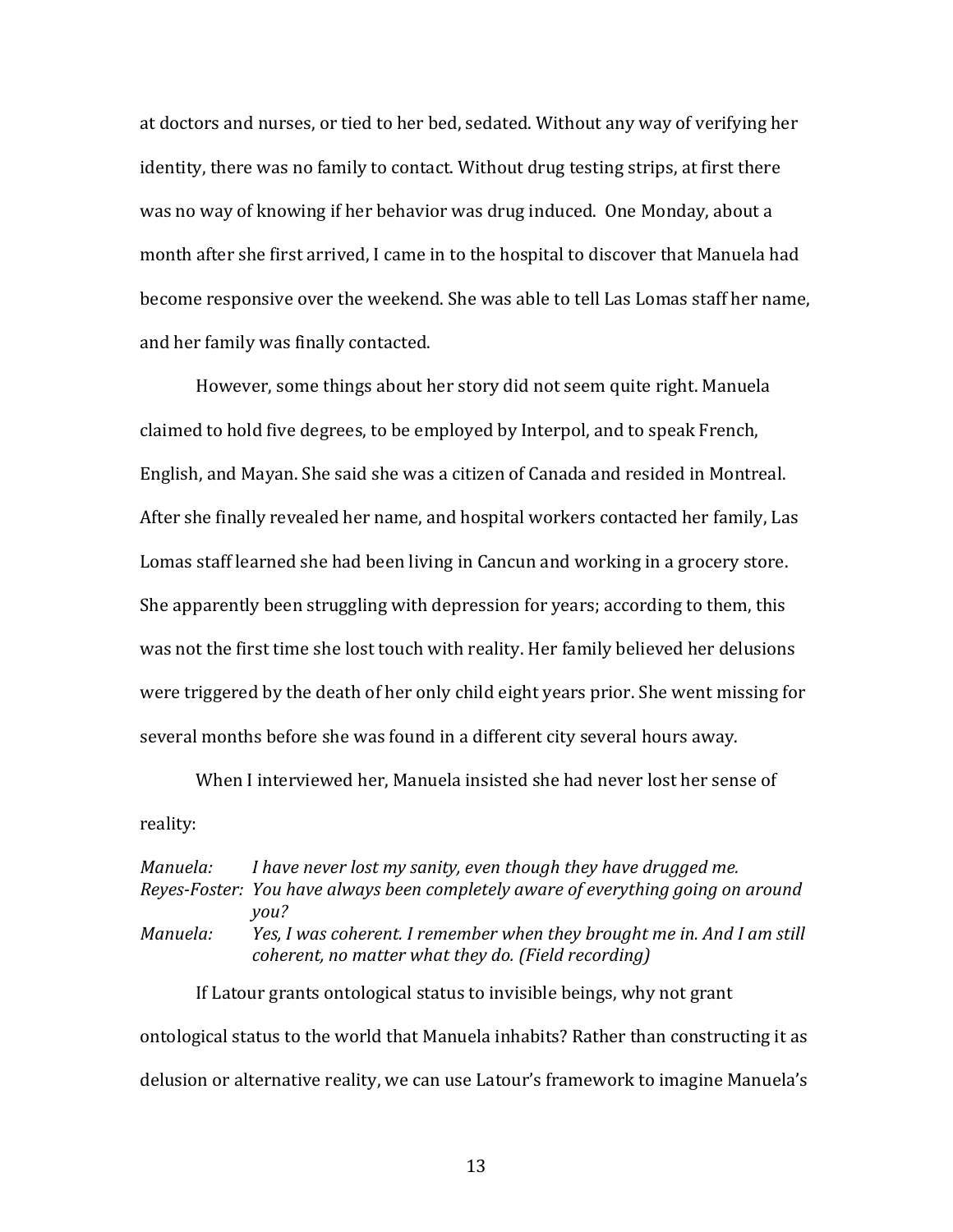at doctors and nurses, or tied to her bed, sedated. Without any way of verifying her identity, there was no family to contact. Without drug testing strips, at first there was no way of knowing if her behavior was drug induced. One Monday, about a month after she first arrived, I came in to the hospital to discover that Manuela had become responsive over the weekend. She was able to tell Las Lomas staff her name, and her family was finally contacted.

However, some things about her story did not seem quite right. Manuela claimed to hold five degrees, to be employed by Interpol, and to speak French, English, and Mayan. She said she was a citizen of Canada and resided in Montreal. After she finally revealed her name, and hospital workers contacted her family, Las Lomas staff learned she had been living in Cancun and working in a grocery store. She apparently been struggling with depression for years; according to them, this was not the first time she lost touch with reality. Her family believed her delusions were triggered by the death of her only child eight years prior. She went missing for several months before she was found in a different city several hours away.

When I interviewed her, Manuela insisted she had never lost her sense of reality:

*Manuela:* *I have never lost my sanity, even though they have drugged me.*
*Reyes-Foster:* *You have always been completely aware of everything going on around you?*
*Manuela:* *Yes, I was coherent. I remember when they brought me in. And I am still coherent, no matter what they do. (Field recording)*

If Latour grants ontological status to invisible beings, why not grant ontological status to the world that Manuela inhabits? Rather than constructing it as delusion or alternative reality, we can use Latour's framework to imagine Manuela's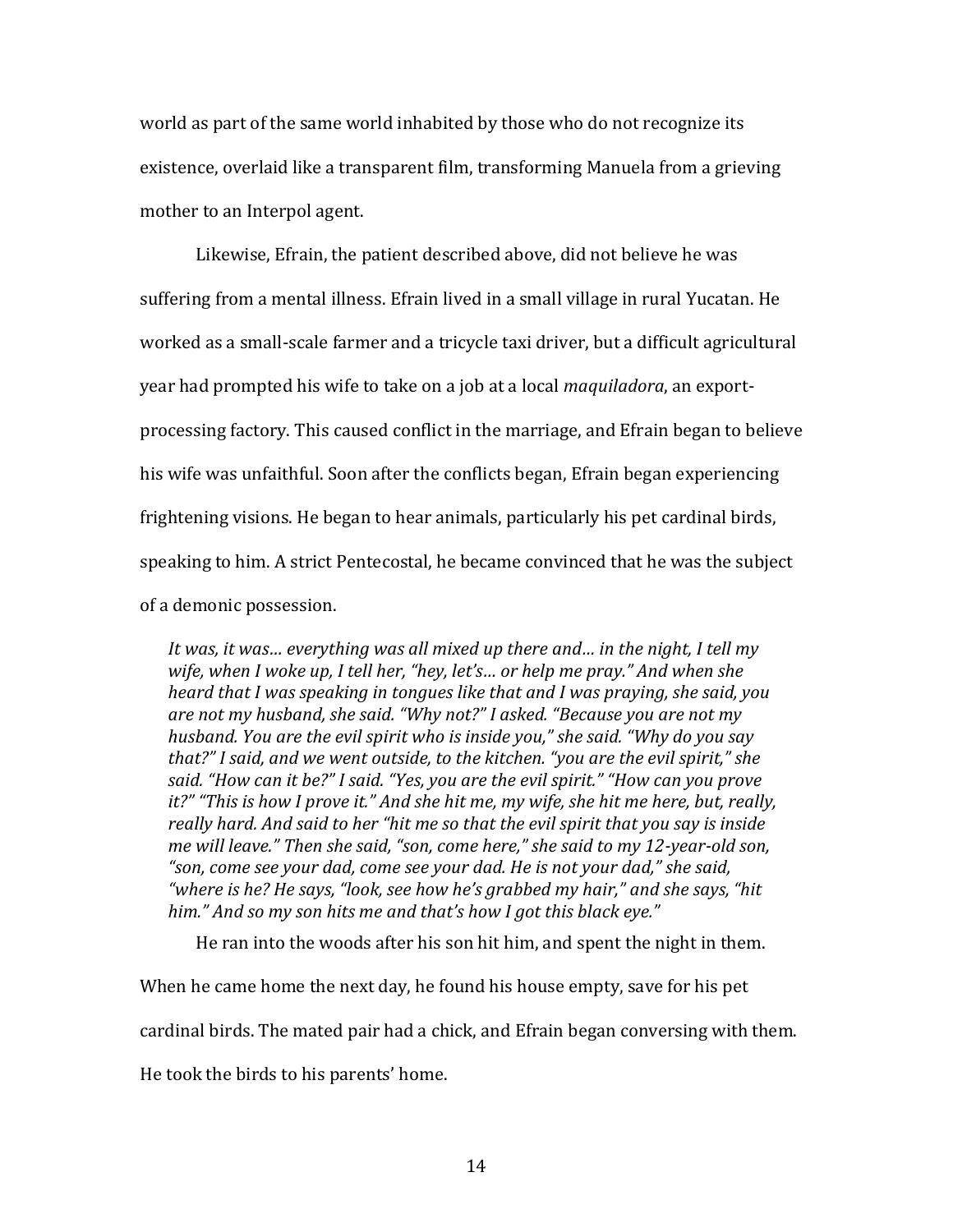world as part of the same world inhabited by those who do not recognize its existence, overlaid like a transparent film, transforming Manuela from a grieving mother to an Interpol agent.

Likewise, Efrain, the patient described above, did not believe he was suffering from a mental illness. Efrain lived in a small village in rural Yucatan. He worked as a small-scale farmer and a tricycle taxi driver, but a difficult agricultural year had prompted his wife to take on a job at a local *maquiladora*, an export-processing factory. This caused conflict in the marriage, and Efrain began to believe his wife was unfaithful. Soon after the conflicts began, Efrain began experiencing frightening visions. He began to hear animals, particularly his pet cardinal birds, speaking to him. A strict Pentecostal, he became convinced that he was the subject of a demonic possession.

> *It was, it was… everything was all mixed up there and… in the night, I tell my wife, when I woke up, I tell her, "hey, let's… or help me pray." And when she heard that I was speaking in tongues like that and I was praying, she said, you are not my husband, she said. "Why not?" I asked. "Because you are not my husband. You are the evil spirit who is inside you," she said. "Why do you say that?" I said, and we went outside, to the kitchen. "you are the evil spirit," she said. "How can it be?" I said. "Yes, you are the evil spirit." "How can you prove it?" "This is how I prove it." And she hit me, my wife, she hit me here, but, really, really hard. And said to her "hit me so that the evil spirit that you say is inside me will leave." Then she said, "son, come here," she said to my 12-year-old son, "son, come see your dad, come see your dad. He is not your dad," she said, "where is he? He says, "look, see how he's grabbed my hair," and she says, "hit him." And so my son hits me and that's how I got this black eye."*

He ran into the woods after his son hit him, and spent the night in them. When he came home the next day, he found his house empty, save for his pet cardinal birds. The mated pair had a chick, and Efrain began conversing with them. He took the birds to his parents' home.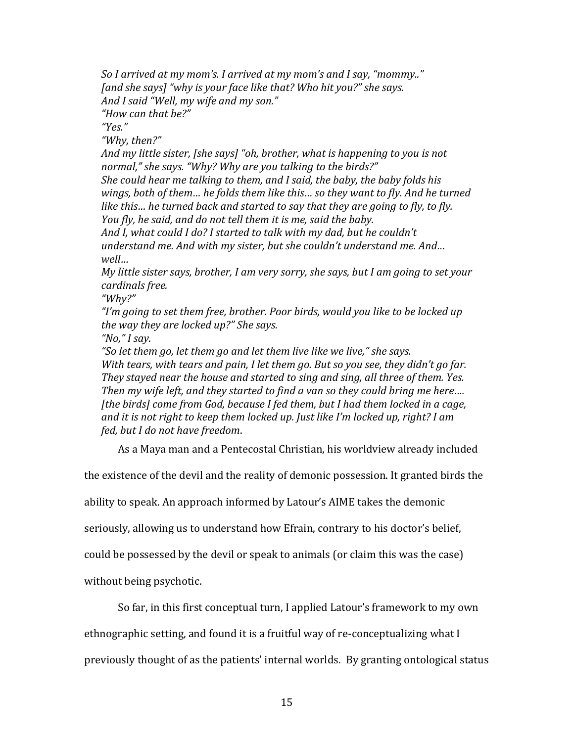*So I arrived at my mom's. I arrived at my mom's and I say, "mommy.."*
*[and she says] "why is your face like that? Who hit you?" she says.*
*And I said "Well, my wife and my son."*
*"How can that be?"*
*"Yes."*
*"Why, then?"*
*And my little sister, [she says] "oh, brother, what is happening to you is not normal," she says. "Why? Why are you talking to the birds?"*
*She could hear me talking to them, and I said, the baby, the baby folds his wings, both of them… he folds them like this… so they want to fly. And he turned like this… he turned back and started to say that they are going to fly, to fly. You fly, he said, and do not tell them it is me, said the baby.*
*And I, what could I do? I started to talk with my dad, but he couldn't understand me. And with my sister, but she couldn't understand me. And… well…*
*My little sister says, brother, I am very sorry, she says, but I am going to set your cardinals free.*
*"Why?"*
*"I'm going to set them free, brother. Poor birds, would you like to be locked up the way they are locked up?" She says.*
*"No," I say.*
*"So let them go, let them go and let them live like we live," she says.*
*With tears, with tears and pain, I let them go. But so you see, they didn't go far. They stayed near the house and started to sing and sing, all three of them. Yes. Then my wife left, and they started to find a van so they could bring me here…. [the birds] come from God, because I fed them, but I had them locked in a cage, and it is not right to keep them locked up. Just like I'm locked up, right? I am fed, but I do not have freedom.*

As a Maya man and a Pentecostal Christian, his worldview already included the existence of the devil and the reality of demonic possession. It granted birds the ability to speak. An approach informed by Latour's AIME takes the demonic seriously, allowing us to understand how Efrain, contrary to his doctor's belief, could be possessed by the devil or speak to animals (or claim this was the case) without being psychotic.

So far, in this first conceptual turn, I applied Latour's framework to my own ethnographic setting, and found it is a fruitful way of re-conceptualizing what I previously thought of as the patients' internal worlds. By granting ontological status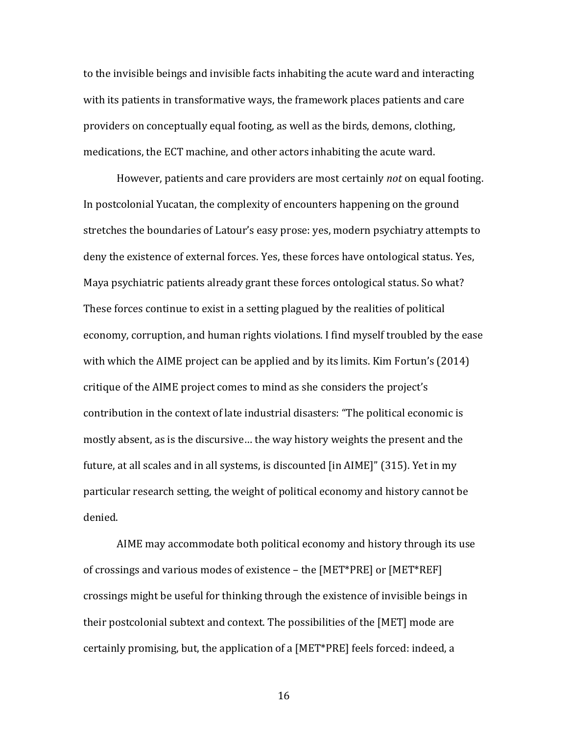to the invisible beings and invisible facts inhabiting the acute ward and interacting with its patients in transformative ways, the framework places patients and care providers on conceptually equal footing, as well as the birds, demons, clothing, medications, the ECT machine, and other actors inhabiting the acute ward.

However, patients and care providers are most certainly *not* on equal footing. In postcolonial Yucatan, the complexity of encounters happening on the ground stretches the boundaries of Latour's easy prose: yes, modern psychiatry attempts to deny the existence of external forces. Yes, these forces have ontological status. Yes, Maya psychiatric patients already grant these forces ontological status. So what? These forces continue to exist in a setting plagued by the realities of political economy, corruption, and human rights violations. I find myself troubled by the ease with which the AIME project can be applied and by its limits. Kim Fortun's (2014) critique of the AIME project comes to mind as she considers the project's contribution in the context of late industrial disasters: "The political economic is mostly absent, as is the discursive… the way history weights the present and the future, at all scales and in all systems, is discounted [in AIME]" (315). Yet in my particular research setting, the weight of political economy and history cannot be denied.

AIME may accommodate both political economy and history through its use of crossings and various modes of existence – the [MET*PRE] or [MET*REF] crossings might be useful for thinking through the existence of invisible beings in their postcolonial subtext and context. The possibilities of the [MET] mode are certainly promising, but, the application of a [MET*PRE] feels forced: indeed, a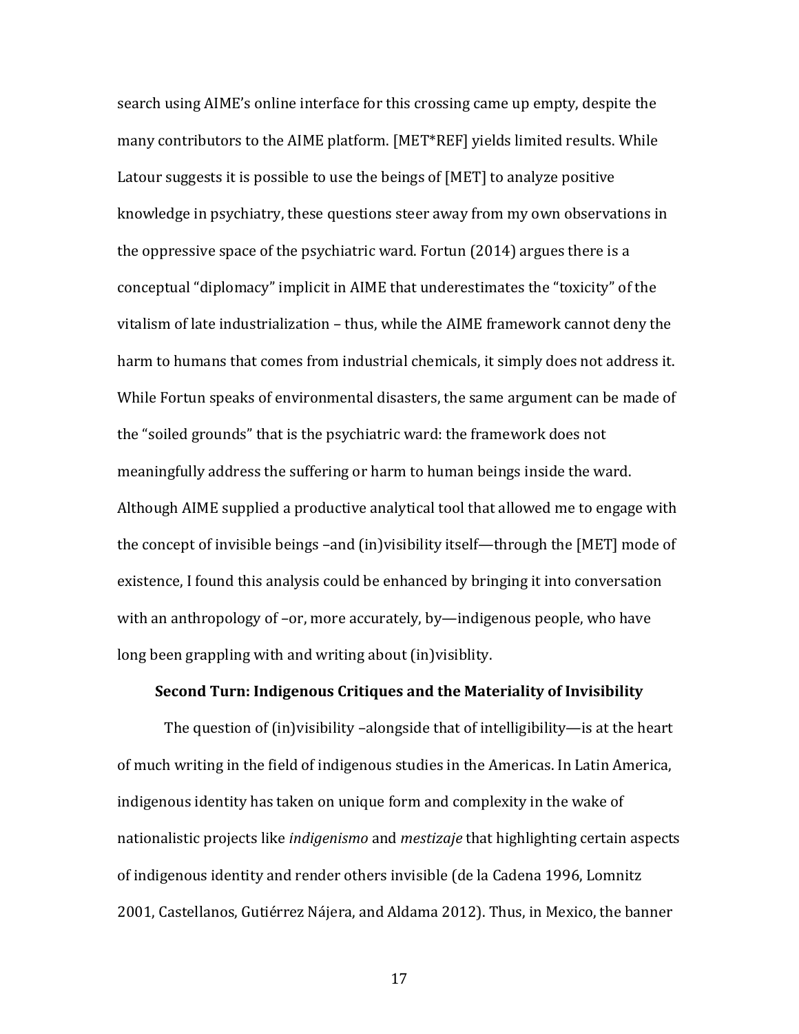search using AIME's online interface for this crossing came up empty, despite the many contributors to the AIME platform. [MET*REF] yields limited results. While Latour suggests it is possible to use the beings of [MET] to analyze positive knowledge in psychiatry, these questions steer away from my own observations in the oppressive space of the psychiatric ward. Fortun (2014) argues there is a conceptual "diplomacy" implicit in AIME that underestimates the "toxicity" of the vitalism of late industrialization – thus, while the AIME framework cannot deny the harm to humans that comes from industrial chemicals, it simply does not address it. While Fortun speaks of environmental disasters, the same argument can be made of the "soiled grounds" that is the psychiatric ward: the framework does not meaningfully address the suffering or harm to human beings inside the ward. Although AIME supplied a productive analytical tool that allowed me to engage with the concept of invisible beings –and (in)visibility itself—through the [MET] mode of existence, I found this analysis could be enhanced by bringing it into conversation with an anthropology of –or, more accurately, by—indigenous people, who have long been grappling with and writing about (in)visiblity.

**Second Turn: Indigenous Critiques and the Materiality of Invisibility**

The question of (in)visibility –alongside that of intelligibility—is at the heart of much writing in the field of indigenous studies in the Americas. In Latin America, indigenous identity has taken on unique form and complexity in the wake of nationalistic projects like *indigenismo* and *mestizaje* that highlighting certain aspects of indigenous identity and render others invisible (de la Cadena 1996, Lomnitz 2001, Castellanos, Gutiérrez Nájera, and Aldama 2012). Thus, in Mexico, the banner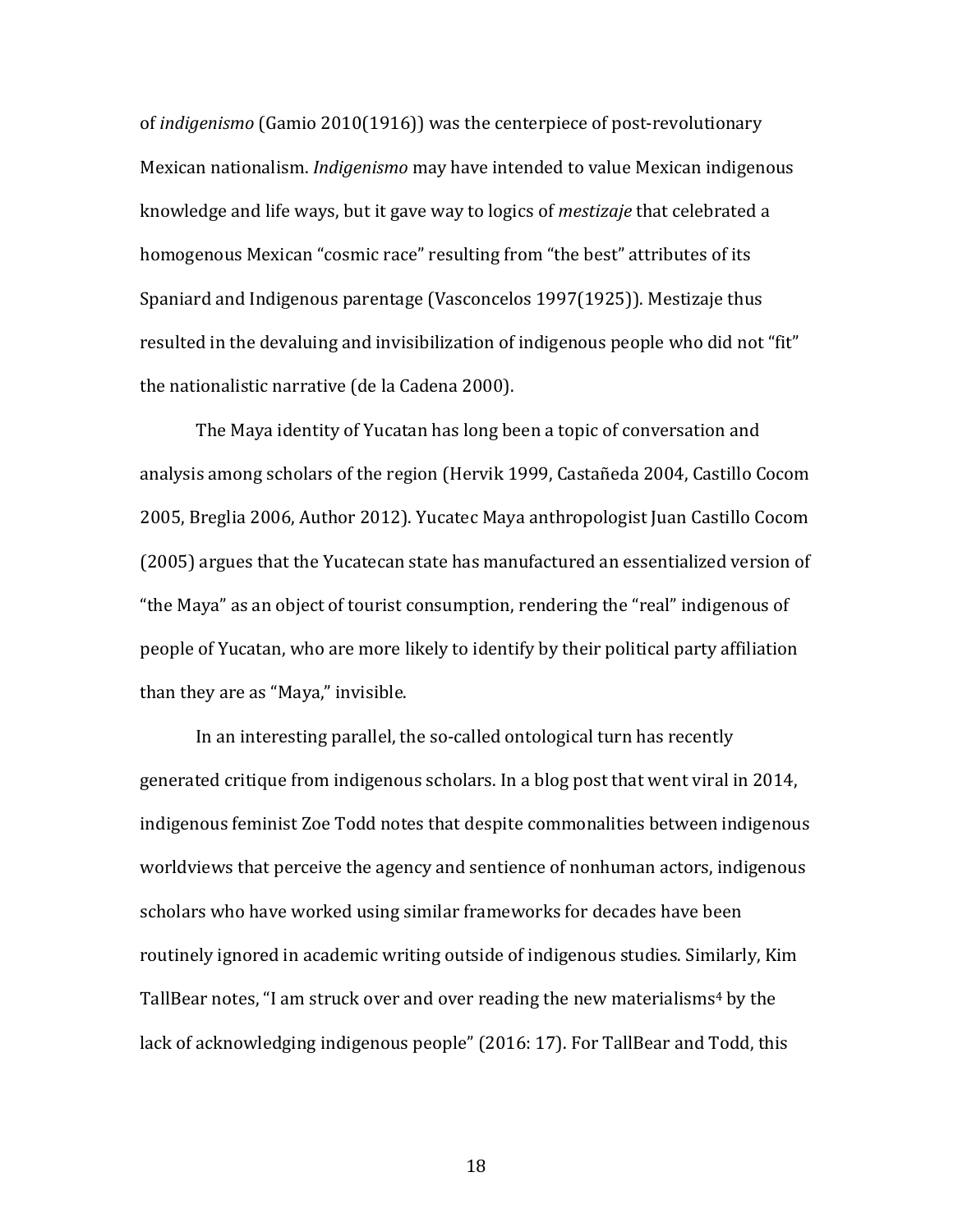of *indigenismo* (Gamio 2010(1916)) was the centerpiece of post-revolutionary Mexican nationalism. *Indigenismo* may have intended to value Mexican indigenous knowledge and life ways, but it gave way to logics of *mestizaje* that celebrated a homogenous Mexican "cosmic race" resulting from "the best" attributes of its Spaniard and Indigenous parentage (Vasconcelos 1997(1925)). Mestizaje thus resulted in the devaluing and invisibilization of indigenous people who did not "fit" the nationalistic narrative (de la Cadena 2000).

The Maya identity of Yucatan has long been a topic of conversation and analysis among scholars of the region (Hervik 1999, Castañeda 2004, Castillo Cocom 2005, Breglia 2006, Author 2012). Yucatec Maya anthropologist Juan Castillo Cocom (2005) argues that the Yucatecan state has manufactured an essentialized version of "the Maya" as an object of tourist consumption, rendering the "real" indigenous of people of Yucatan, who are more likely to identify by their political party affiliation than they are as "Maya," invisible.

In an interesting parallel, the so-called ontological turn has recently generated critique from indigenous scholars. In a blog post that went viral in 2014, indigenous feminist Zoe Todd notes that despite commonalities between indigenous worldviews that perceive the agency and sentience of nonhuman actors, indigenous scholars who have worked using similar frameworks for decades have been routinely ignored in academic writing outside of indigenous studies. Similarly, Kim TallBear notes, "I am struck over and over reading the new materialisms[4] by the lack of acknowledging indigenous people" (2016: 17). For TallBear and Todd, this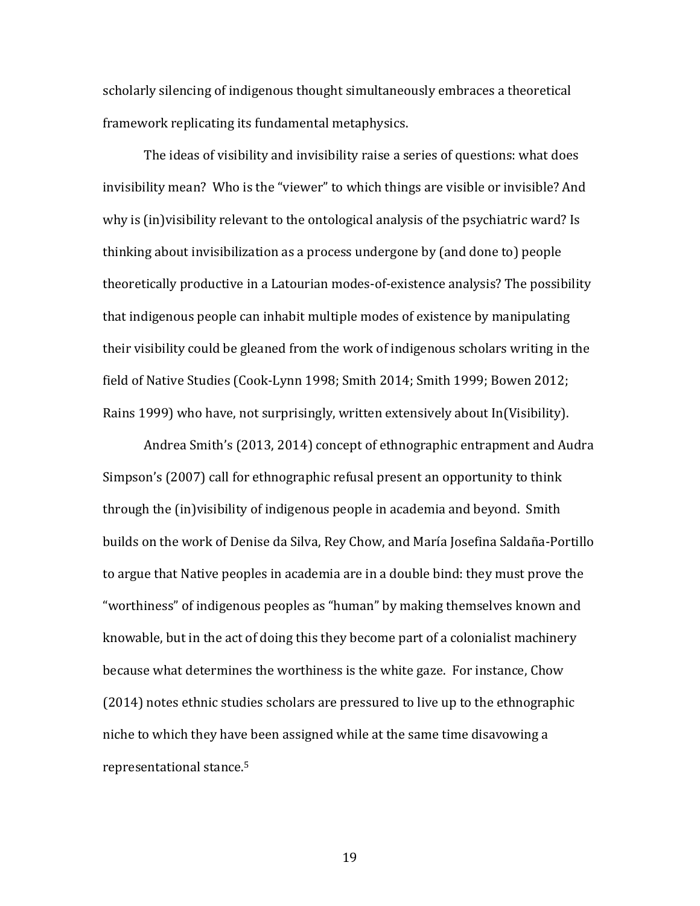scholarly silencing of indigenous thought simultaneously embraces a theoretical framework replicating its fundamental metaphysics.

The ideas of visibility and invisibility raise a series of questions: what does invisibility mean? Who is the "viewer" to which things are visible or invisible? And why is (in)visibility relevant to the ontological analysis of the psychiatric ward? Is thinking about invisibilization as a process undergone by (and done to) people theoretically productive in a Latourian modes-of-existence analysis? The possibility that indigenous people can inhabit multiple modes of existence by manipulating their visibility could be gleaned from the work of indigenous scholars writing in the field of Native Studies (Cook-Lynn 1998; Smith 2014; Smith 1999; Bowen 2012; Rains 1999) who have, not surprisingly, written extensively about In(Visibility).

Andrea Smith's (2013, 2014) concept of ethnographic entrapment and Audra Simpson's (2007) call for ethnographic refusal present an opportunity to think through the (in)visibility of indigenous people in academia and beyond. Smith builds on the work of Denise da Silva, Rey Chow, and María Josefina Saldaña-Portillo to argue that Native peoples in academia are in a double bind: they must prove the "worthiness" of indigenous peoples as "human" by making themselves known and knowable, but in the act of doing this they become part of a colonialist machinery because what determines the worthiness is the white gaze. For instance, Chow (2014) notes ethnic studies scholars are pressured to live up to the ethnographic niche to which they have been assigned while at the same time disavowing a representational stance.[5]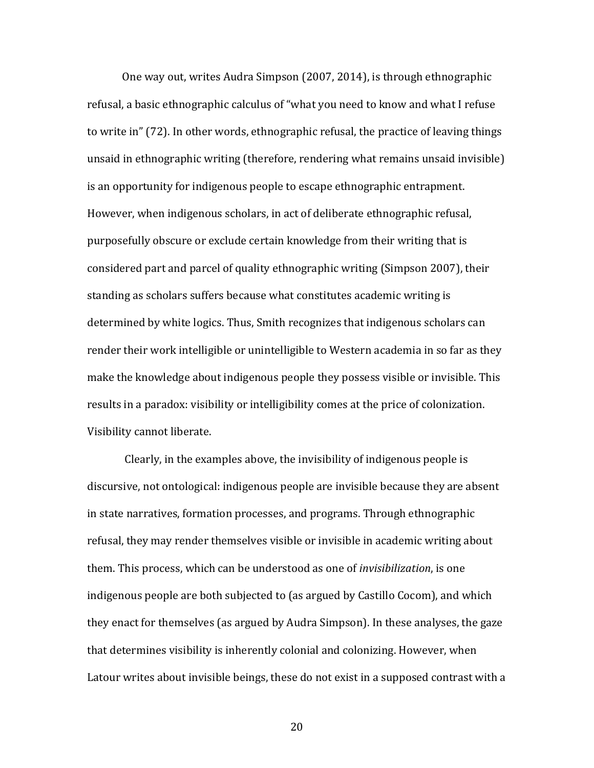One way out, writes Audra Simpson (2007, 2014), is through ethnographic refusal, a basic ethnographic calculus of "what you need to know and what I refuse to write in" (72). In other words, ethnographic refusal, the practice of leaving things unsaid in ethnographic writing (therefore, rendering what remains unsaid invisible) is an opportunity for indigenous people to escape ethnographic entrapment. However, when indigenous scholars, in act of deliberate ethnographic refusal, purposefully obscure or exclude certain knowledge from their writing that is considered part and parcel of quality ethnographic writing (Simpson 2007), their standing as scholars suffers because what constitutes academic writing is determined by white logics. Thus, Smith recognizes that indigenous scholars can render their work intelligible or unintelligible to Western academia in so far as they make the knowledge about indigenous people they possess visible or invisible. This results in a paradox: visibility or intelligibility comes at the price of colonization. Visibility cannot liberate.

Clearly, in the examples above, the invisibility of indigenous people is discursive, not ontological: indigenous people are invisible because they are absent in state narratives, formation processes, and programs. Through ethnographic refusal, they may render themselves visible or invisible in academic writing about them. This process, which can be understood as one of *invisibilization*, is one indigenous people are both subjected to (as argued by Castillo Cocom), and which they enact for themselves (as argued by Audra Simpson). In these analyses, the gaze that determines visibility is inherently colonial and colonizing. However, when Latour writes about invisible beings, these do not exist in a supposed contrast with a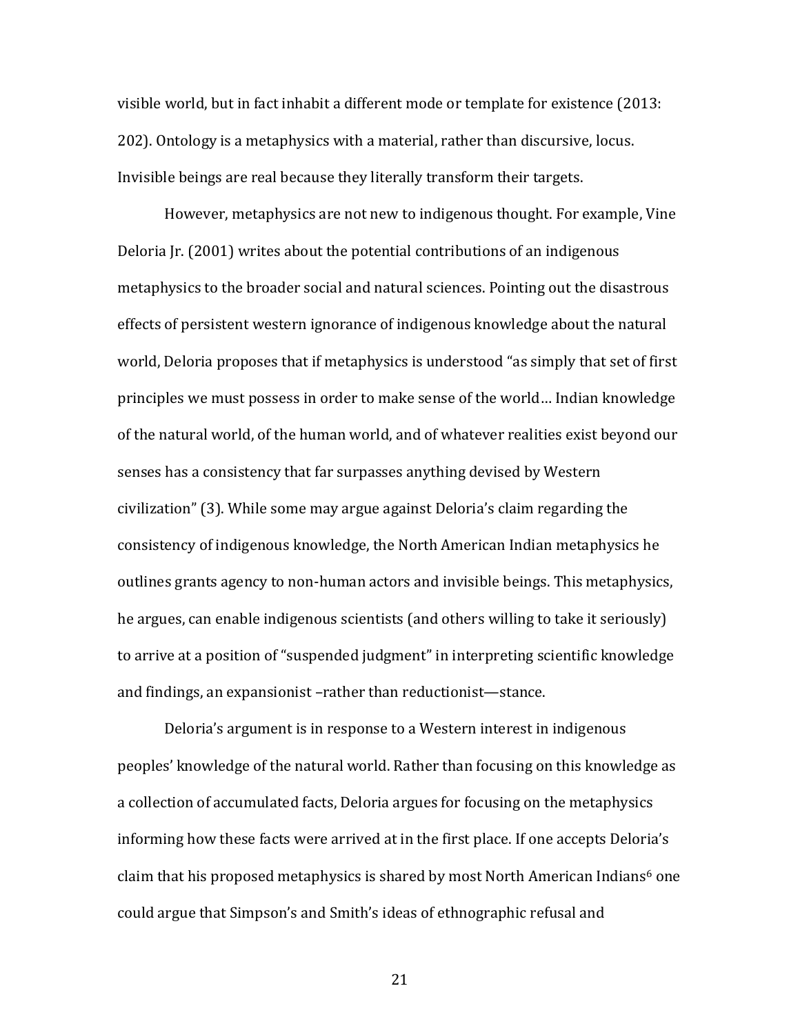visible world, but in fact inhabit a different mode or template for existence (2013: 202). Ontology is a metaphysics with a material, rather than discursive, locus. Invisible beings are real because they literally transform their targets.

However, metaphysics are not new to indigenous thought. For example, Vine Deloria Jr. (2001) writes about the potential contributions of an indigenous metaphysics to the broader social and natural sciences. Pointing out the disastrous effects of persistent western ignorance of indigenous knowledge about the natural world, Deloria proposes that if metaphysics is understood "as simply that set of first principles we must possess in order to make sense of the world… Indian knowledge of the natural world, of the human world, and of whatever realities exist beyond our senses has a consistency that far surpasses anything devised by Western civilization" (3). While some may argue against Deloria's claim regarding the consistency of indigenous knowledge, the North American Indian metaphysics he outlines grants agency to non-human actors and invisible beings. This metaphysics, he argues, can enable indigenous scientists (and others willing to take it seriously) to arrive at a position of "suspended judgment" in interpreting scientific knowledge and findings, an expansionist –rather than reductionist—stance.

Deloria's argument is in response to a Western interest in indigenous peoples' knowledge of the natural world. Rather than focusing on this knowledge as a collection of accumulated facts, Deloria argues for focusing on the metaphysics informing how these facts were arrived at in the first place. If one accepts Deloria's claim that his proposed metaphysics is shared by most North American Indians[6] one could argue that Simpson's and Smith's ideas of ethnographic refusal and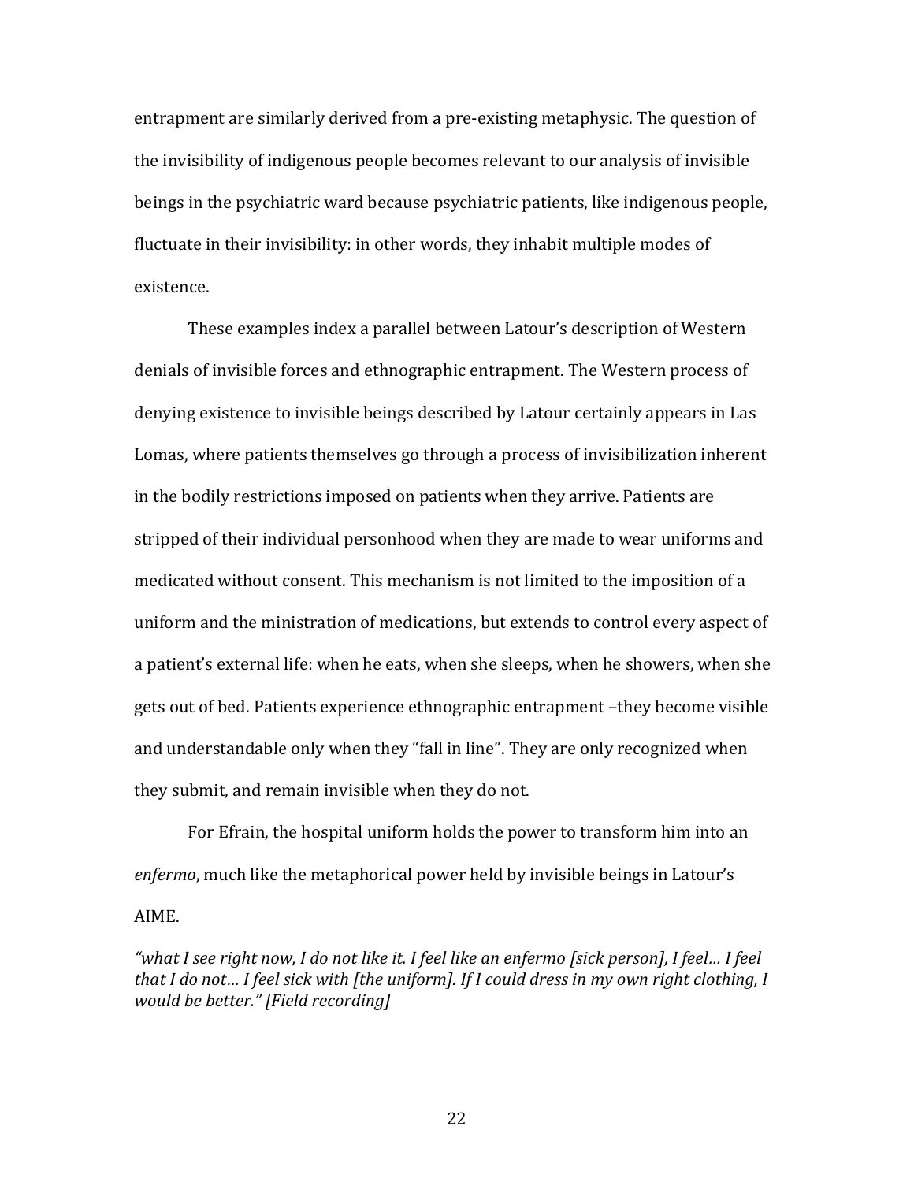entrapment are similarly derived from a pre-existing metaphysic. The question of the invisibility of indigenous people becomes relevant to our analysis of invisible beings in the psychiatric ward because psychiatric patients, like indigenous people, fluctuate in their invisibility: in other words, they inhabit multiple modes of existence.

These examples index a parallel between Latour's description of Western denials of invisible forces and ethnographic entrapment. The Western process of denying existence to invisible beings described by Latour certainly appears in Las Lomas, where patients themselves go through a process of invisibilization inherent in the bodily restrictions imposed on patients when they arrive. Patients are stripped of their individual personhood when they are made to wear uniforms and medicated without consent. This mechanism is not limited to the imposition of a uniform and the ministration of medications, but extends to control every aspect of a patient's external life: when he eats, when she sleeps, when he showers, when she gets out of bed. Patients experience ethnographic entrapment –they become visible and understandable only when they "fall in line". They are only recognized when they submit, and remain invisible when they do not.

For Efrain, the hospital uniform holds the power to transform him into an *enfermo*, much like the metaphorical power held by invisible beings in Latour's AIME.

*"what I see right now, I do not like it. I feel like an enfermo [sick person], I feel… I feel that I do not… I feel sick with [the uniform]. If I could dress in my own right clothing, I would be better." [Field recording]*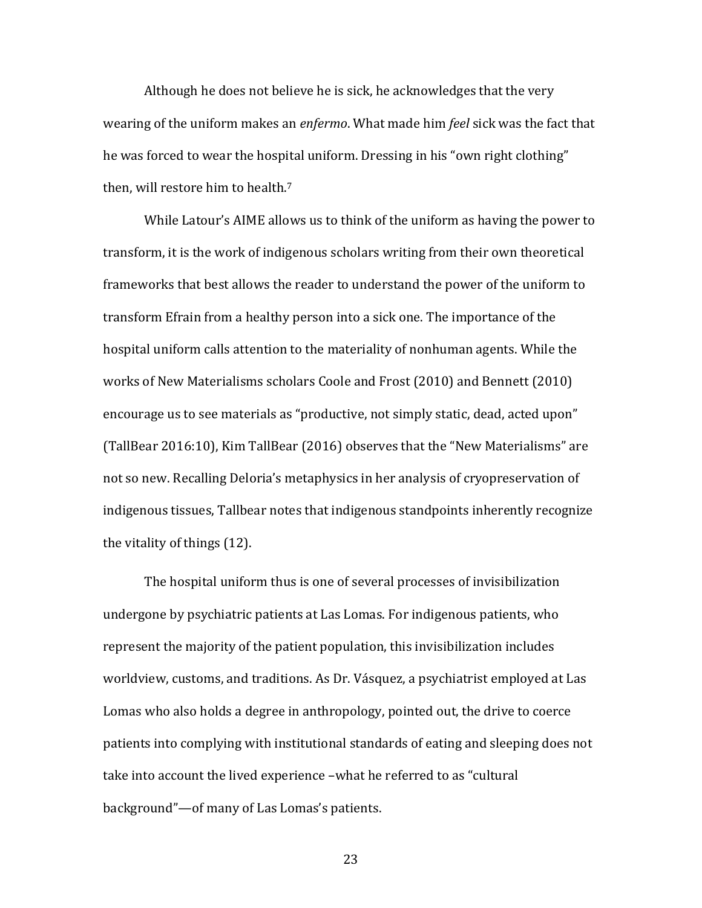Although he does not believe he is sick, he acknowledges that the very wearing of the uniform makes an *enfermo*. What made him *feel* sick was the fact that he was forced to wear the hospital uniform. Dressing in his "own right clothing" then, will restore him to health.[7]

While Latour's AIME allows us to think of the uniform as having the power to transform, it is the work of indigenous scholars writing from their own theoretical frameworks that best allows the reader to understand the power of the uniform to transform Efrain from a healthy person into a sick one. The importance of the hospital uniform calls attention to the materiality of nonhuman agents. While the works of New Materialisms scholars Coole and Frost (2010) and Bennett (2010) encourage us to see materials as "productive, not simply static, dead, acted upon" (TallBear 2016:10), Kim TallBear (2016) observes that the "New Materialisms" are not so new. Recalling Deloria's metaphysics in her analysis of cryopreservation of indigenous tissues, Tallbear notes that indigenous standpoints inherently recognize the vitality of things (12).

The hospital uniform thus is one of several processes of invisibilization undergone by psychiatric patients at Las Lomas. For indigenous patients, who represent the majority of the patient population, this invisibilization includes worldview, customs, and traditions. As Dr. Vásquez, a psychiatrist employed at Las Lomas who also holds a degree in anthropology, pointed out, the drive to coerce patients into complying with institutional standards of eating and sleeping does not take into account the lived experience –what he referred to as "cultural background"—of many of Las Lomas's patients.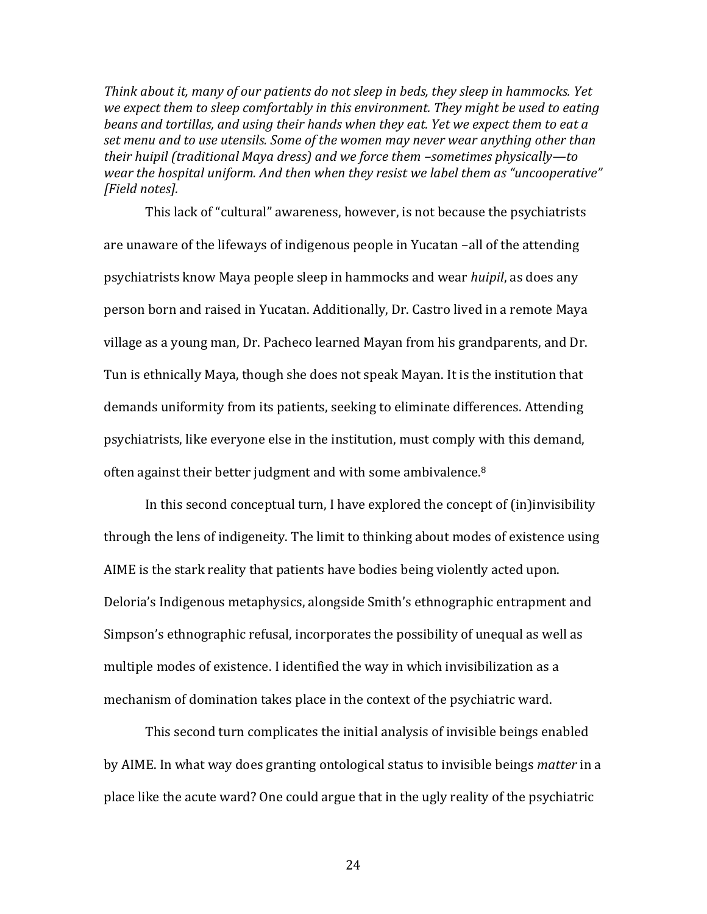*Think about it, many of our patients do not sleep in beds, they sleep in hammocks. Yet we expect them to sleep comfortably in this environment. They might be used to eating beans and tortillas, and using their hands when they eat. Yet we expect them to eat a set menu and to use utensils. Some of the women may never wear anything other than their huipil (traditional Maya dress) and we force them –sometimes physically—to wear the hospital uniform. And then when they resist we label them as "uncooperative" [Field notes].*

This lack of "cultural" awareness, however, is not because the psychiatrists are unaware of the lifeways of indigenous people in Yucatan –all of the attending psychiatrists know Maya people sleep in hammocks and wear *huipil*, as does any person born and raised in Yucatan. Additionally, Dr. Castro lived in a remote Maya village as a young man, Dr. Pacheco learned Mayan from his grandparents, and Dr. Tun is ethnically Maya, though she does not speak Mayan. It is the institution that demands uniformity from its patients, seeking to eliminate differences. Attending psychiatrists, like everyone else in the institution, must comply with this demand, often against their better judgment and with some ambivalence.[8]

In this second conceptual turn, I have explored the concept of (in)invisibility through the lens of indigeneity. The limit to thinking about modes of existence using AIME is the stark reality that patients have bodies being violently acted upon. Deloria's Indigenous metaphysics, alongside Smith's ethnographic entrapment and Simpson's ethnographic refusal, incorporates the possibility of unequal as well as multiple modes of existence. I identified the way in which invisibilization as a mechanism of domination takes place in the context of the psychiatric ward.

This second turn complicates the initial analysis of invisible beings enabled by AIME. In what way does granting ontological status to invisible beings *matter* in a place like the acute ward? One could argue that in the ugly reality of the psychiatric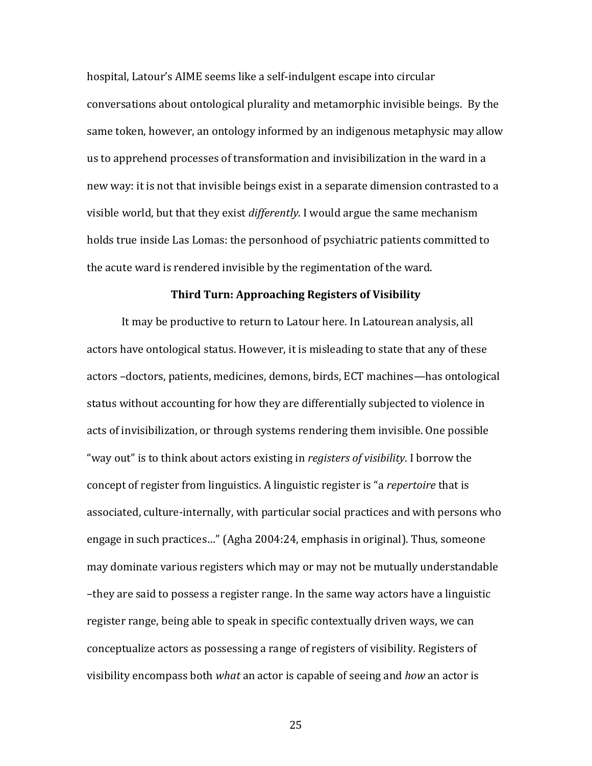hospital, Latour's AIME seems like a self-indulgent escape into circular conversations about ontological plurality and metamorphic invisible beings. By the same token, however, an ontology informed by an indigenous metaphysic may allow us to apprehend processes of transformation and invisibilization in the ward in a new way: it is not that invisible beings exist in a separate dimension contrasted to a visible world, but that they exist *differently*. I would argue the same mechanism holds true inside Las Lomas: the personhood of psychiatric patients committed to the acute ward is rendered invisible by the regimentation of the ward.

### Third Turn: Approaching Registers of Visibility

It may be productive to return to Latour here. In Latourean analysis, all actors have ontological status. However, it is misleading to state that any of these actors –doctors, patients, medicines, demons, birds, ECT machines—has ontological status without accounting for how they are differentially subjected to violence in acts of invisibilization, or through systems rendering them invisible. One possible "way out" is to think about actors existing in *registers of visibility*. I borrow the concept of register from linguistics. A linguistic register is "a *repertoire* that is associated, culture-internally, with particular social practices and with persons who engage in such practices…" (Agha 2004:24, emphasis in original). Thus, someone may dominate various registers which may or may not be mutually understandable –they are said to possess a register range. In the same way actors have a linguistic register range, being able to speak in specific contextually driven ways, we can conceptualize actors as possessing a range of registers of visibility. Registers of visibility encompass both *what* an actor is capable of seeing and *how* an actor is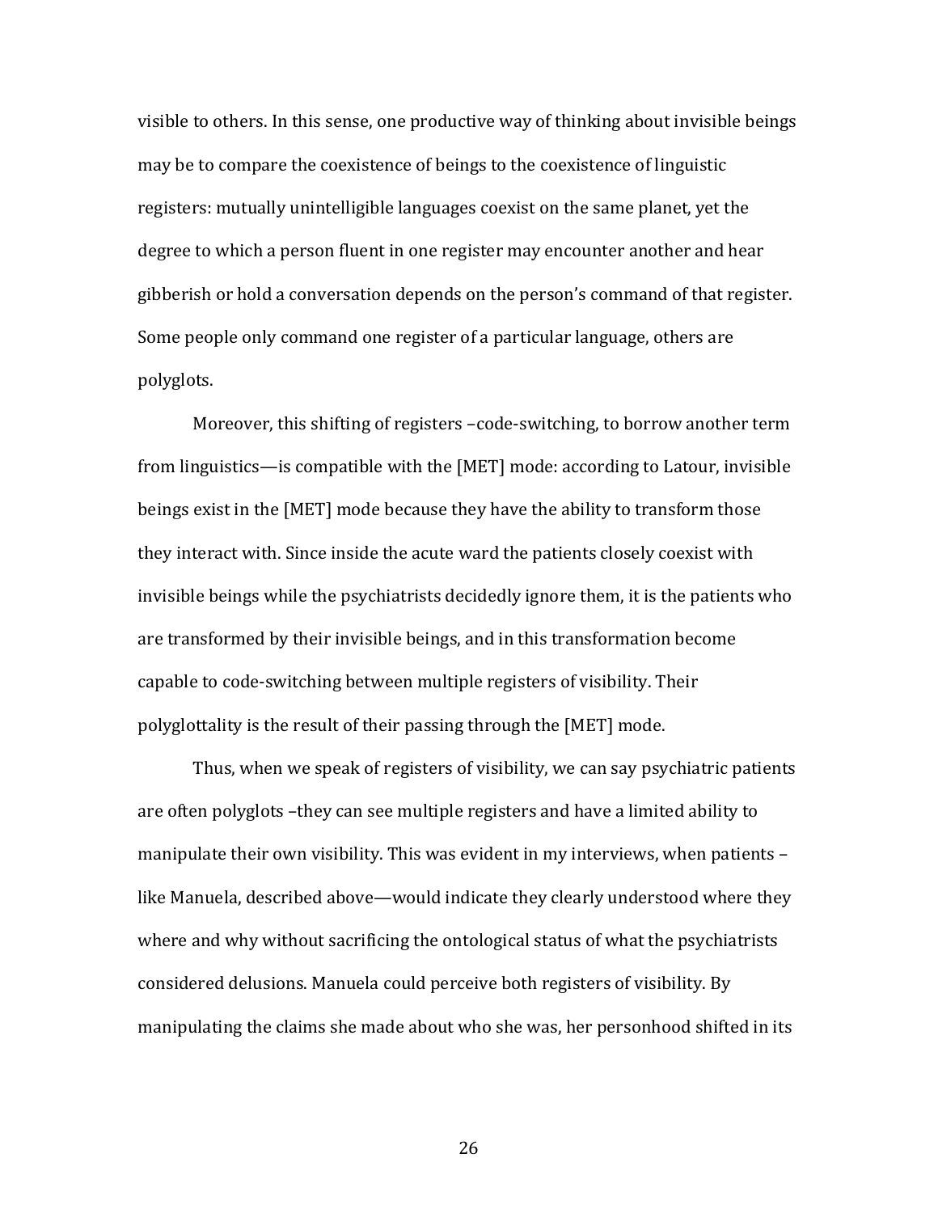visible to others. In this sense, one productive way of thinking about invisible beings may be to compare the coexistence of beings to the coexistence of linguistic registers: mutually unintelligible languages coexist on the same planet, yet the degree to which a person fluent in one register may encounter another and hear gibberish or hold a conversation depends on the person's command of that register. Some people only command one register of a particular language, others are polyglots.

Moreover, this shifting of registers –code-switching, to borrow another term from linguistics—is compatible with the [MET] mode: according to Latour, invisible beings exist in the [MET] mode because they have the ability to transform those they interact with. Since inside the acute ward the patients closely coexist with invisible beings while the psychiatrists decidedly ignore them, it is the patients who are transformed by their invisible beings, and in this transformation become capable to code-switching between multiple registers of visibility. Their polyglottality is the result of their passing through the [MET] mode.

Thus, when we speak of registers of visibility, we can say psychiatric patients are often polyglots –they can see multiple registers and have a limited ability to manipulate their own visibility. This was evident in my interviews, when patients –like Manuela, described above—would indicate they clearly understood where they where and why without sacrificing the ontological status of what the psychiatrists considered delusions. Manuela could perceive both registers of visibility. By manipulating the claims she made about who she was, her personhood shifted in its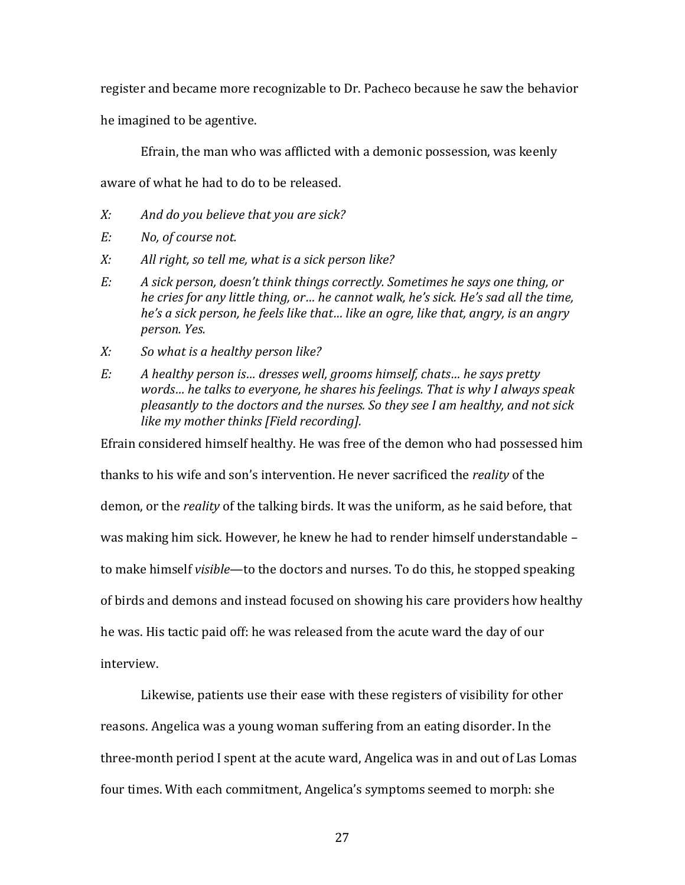register and became more recognizable to Dr. Pacheco because he saw the behavior he imagined to be agentive.

Efrain, the man who was afflicted with a demonic possession, was keenly aware of what he had to do to be released.

*X:* *And do you believe that you are sick?*

*E:* *No, of course not.*

*X:* *All right, so tell me, what is a sick person like?*

*E:* *A sick person, doesn't think things correctly. Sometimes he says one thing, or he cries for any little thing, or… he cannot walk, he's sick. He's sad all the time, he's a sick person, he feels like that… like an ogre, like that, angry, is an angry person. Yes.*

*X:* *So what is a healthy person like?*

*E:* *A healthy person is… dresses well, grooms himself, chats… he says pretty words… he talks to everyone, he shares his feelings. That is why I always speak pleasantly to the doctors and the nurses. So they see I am healthy, and not sick like my mother thinks [Field recording].*

Efrain considered himself healthy. He was free of the demon who had possessed him thanks to his wife and son's intervention. He never sacrificed the *reality* of the demon, or the *reality* of the talking birds. It was the uniform, as he said before, that was making him sick. However, he knew he had to render himself understandable – to make himself *visible*—to the doctors and nurses. To do this, he stopped speaking of birds and demons and instead focused on showing his care providers how healthy he was. His tactic paid off: he was released from the acute ward the day of our interview.

Likewise, patients use their ease with these registers of visibility for other reasons. Angelica was a young woman suffering from an eating disorder. In the three-month period I spent at the acute ward, Angelica was in and out of Las Lomas four times. With each commitment, Angelica's symptoms seemed to morph: she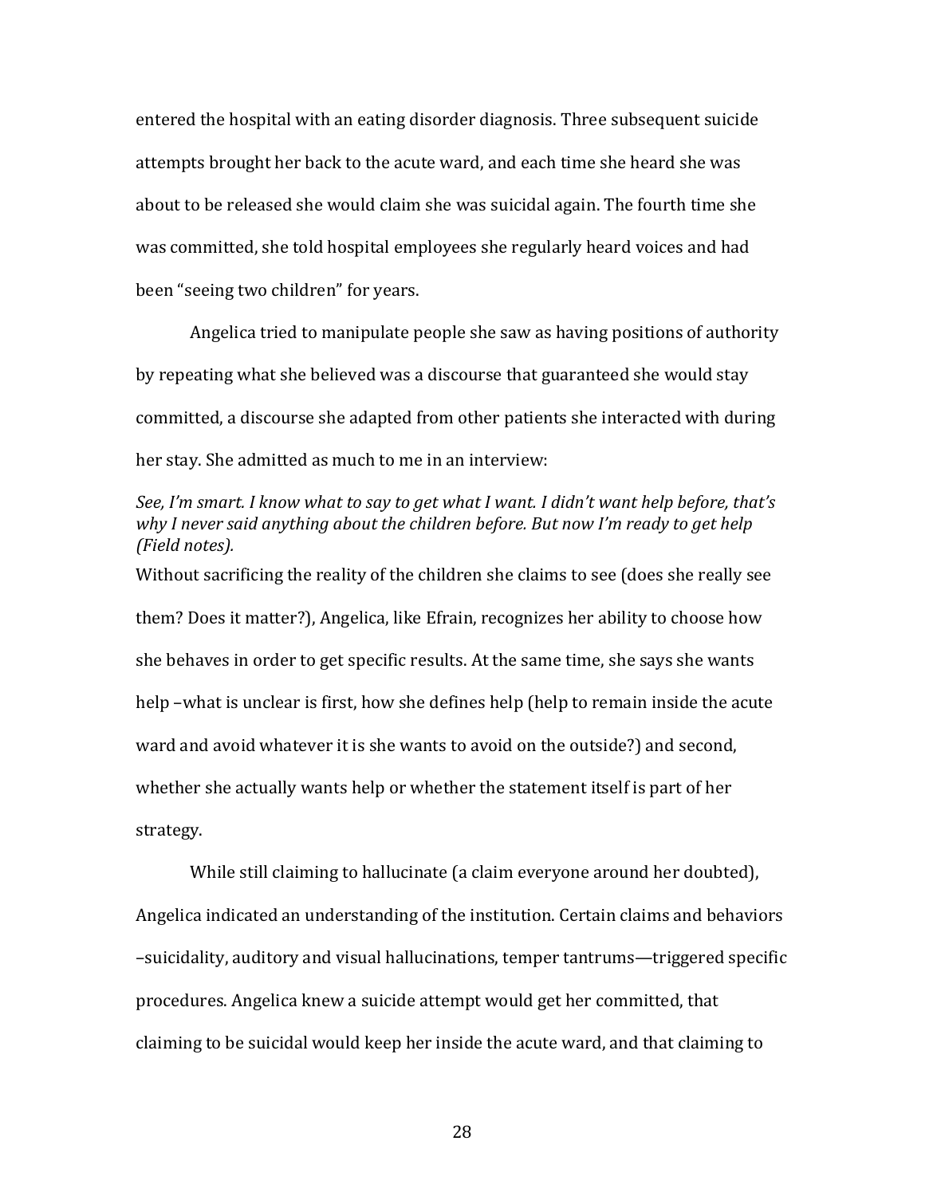entered the hospital with an eating disorder diagnosis. Three subsequent suicide attempts brought her back to the acute ward, and each time she heard she was about to be released she would claim she was suicidal again. The fourth time she was committed, she told hospital employees she regularly heard voices and had been "seeing two children" for years.

Angelica tried to manipulate people she saw as having positions of authority by repeating what she believed was a discourse that guaranteed she would stay committed, a discourse she adapted from other patients she interacted with during her stay. She admitted as much to me in an interview:

*See, I'm smart. I know what to say to get what I want. I didn't want help before, that's why I never said anything about the children before. But now I'm ready to get help (Field notes).*

Without sacrificing the reality of the children she claims to see (does she really see them? Does it matter?), Angelica, like Efrain, recognizes her ability to choose how she behaves in order to get specific results. At the same time, she says she wants help –what is unclear is first, how she defines help (help to remain inside the acute ward and avoid whatever it is she wants to avoid on the outside?) and second, whether she actually wants help or whether the statement itself is part of her strategy.

While still claiming to hallucinate (a claim everyone around her doubted), Angelica indicated an understanding of the institution. Certain claims and behaviors –suicidality, auditory and visual hallucinations, temper tantrums—triggered specific procedures. Angelica knew a suicide attempt would get her committed, that claiming to be suicidal would keep her inside the acute ward, and that claiming to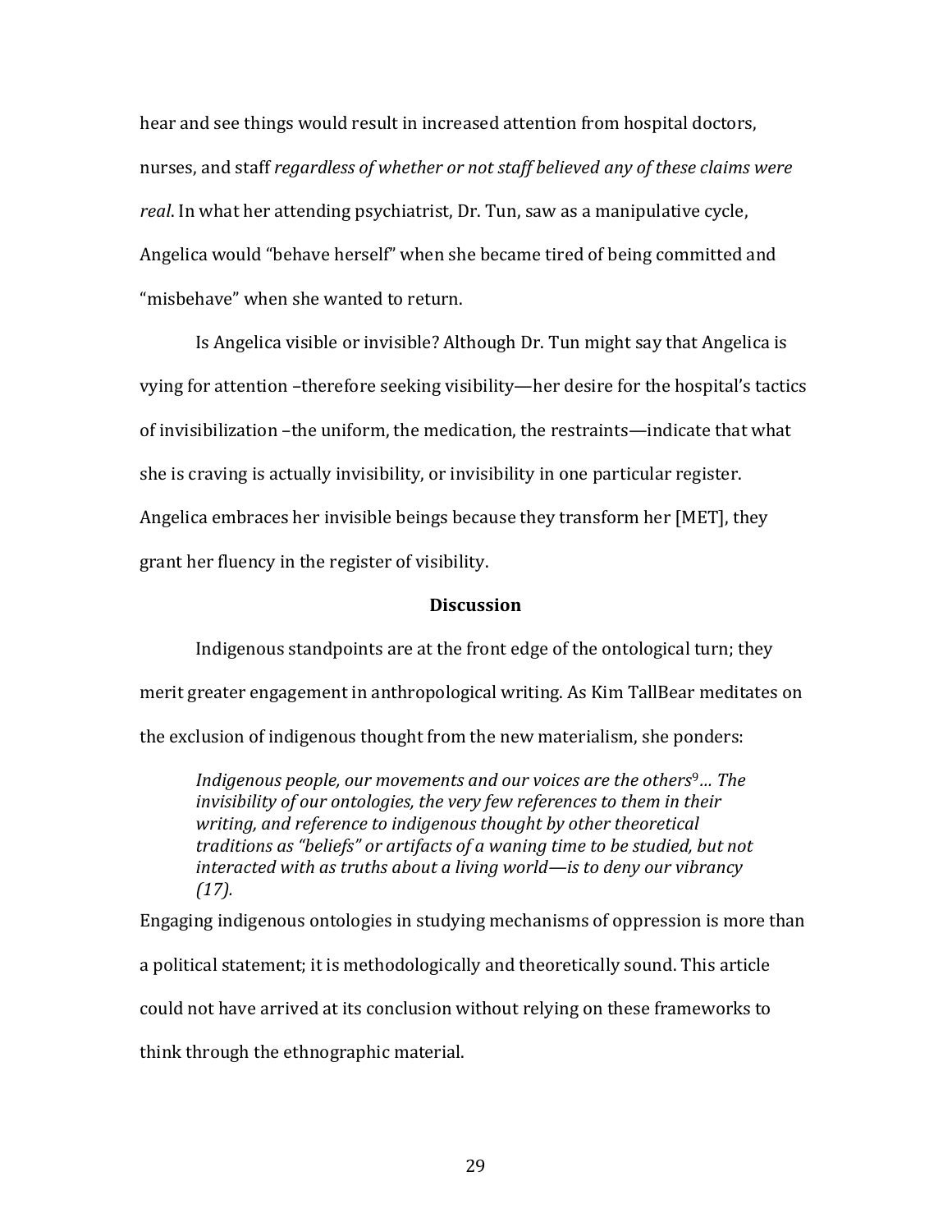hear and see things would result in increased attention from hospital doctors, nurses, and staff *regardless of whether or not staff believed any of these claims were real*. In what her attending psychiatrist, Dr. Tun, saw as a manipulative cycle, Angelica would “behave herself” when she became tired of being committed and “misbehave” when she wanted to return.

Is Angelica visible or invisible? Although Dr. Tun might say that Angelica is vying for attention –therefore seeking visibility—her desire for the hospital’s tactics of invisibilization –the uniform, the medication, the restraints—indicate that what she is craving is actually invisibility, or invisibility in one particular register. Angelica embraces her invisible beings because they transform her [MET], they grant her fluency in the register of visibility.

## Discussion

Indigenous standpoints are at the front edge of the ontological turn; they merit greater engagement in anthropological writing. As Kim TallBear meditates on the exclusion of indigenous thought from the new materialism, she ponders:

> *Indigenous people, our movements and our voices are the others*[9]*… The invisibility of our ontologies, the very few references to them in their writing, and reference to indigenous thought by other theoretical traditions as “beliefs” or artifacts of a waning time to be studied, but not interacted with as truths about a living world—is to deny our vibrancy (17).*

Engaging indigenous ontologies in studying mechanisms of oppression is more than a political statement; it is methodologically and theoretically sound. This article could not have arrived at its conclusion without relying on these frameworks to think through the ethnographic material.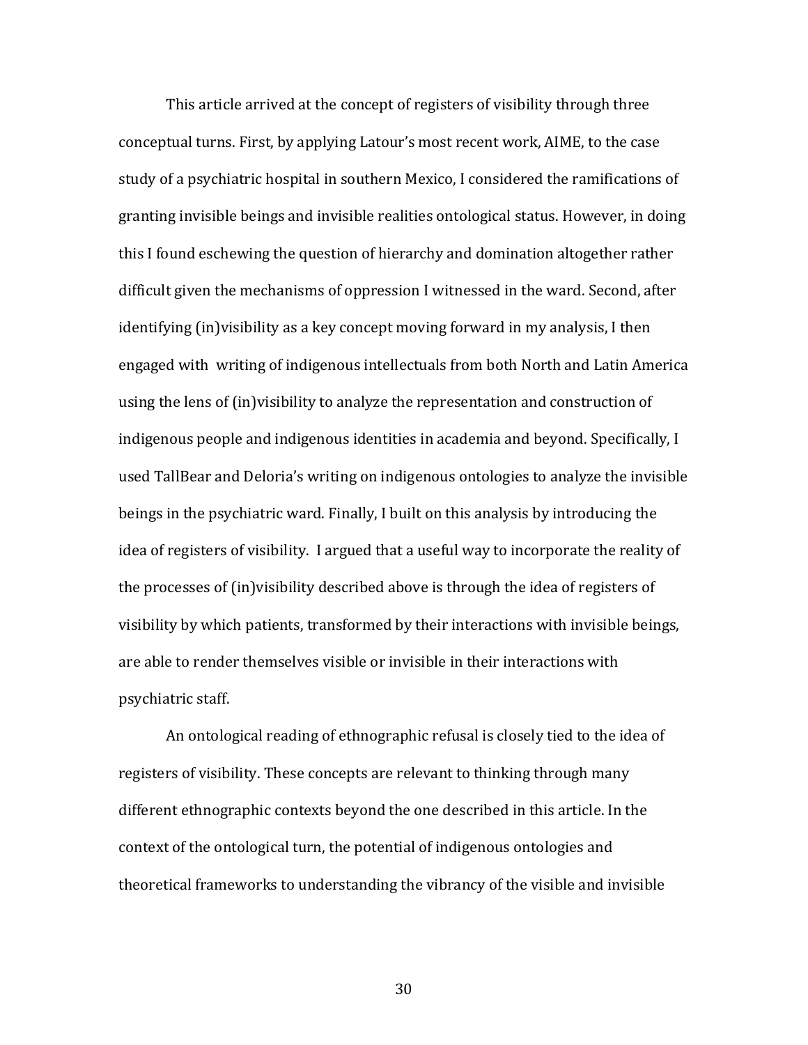This article arrived at the concept of registers of visibility through three conceptual turns. First, by applying Latour's most recent work, AIME, to the case study of a psychiatric hospital in southern Mexico, I considered the ramifications of granting invisible beings and invisible realities ontological status. However, in doing this I found eschewing the question of hierarchy and domination altogether rather difficult given the mechanisms of oppression I witnessed in the ward. Second, after identifying (in)visibility as a key concept moving forward in my analysis, I then engaged with writing of indigenous intellectuals from both North and Latin America using the lens of (in)visibility to analyze the representation and construction of indigenous people and indigenous identities in academia and beyond. Specifically, I used TallBear and Deloria's writing on indigenous ontologies to analyze the invisible beings in the psychiatric ward. Finally, I built on this analysis by introducing the idea of registers of visibility. I argued that a useful way to incorporate the reality of the processes of (in)visibility described above is through the idea of registers of visibility by which patients, transformed by their interactions with invisible beings, are able to render themselves visible or invisible in their interactions with psychiatric staff.

An ontological reading of ethnographic refusal is closely tied to the idea of registers of visibility. These concepts are relevant to thinking through many different ethnographic contexts beyond the one described in this article. In the context of the ontological turn, the potential of indigenous ontologies and theoretical frameworks to understanding the vibrancy of the visible and invisible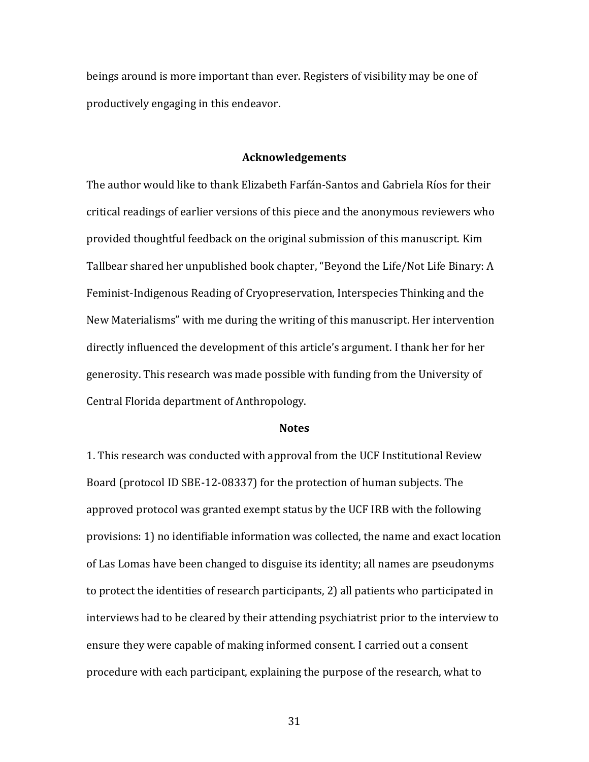beings around is more important than ever. Registers of visibility may be one of productively engaging in this endeavor.

## Acknowledgements

The author would like to thank Elizabeth Farfán-Santos and Gabriela Ríos for their critical readings of earlier versions of this piece and the anonymous reviewers who provided thoughtful feedback on the original submission of this manuscript. Kim Tallbear shared her unpublished book chapter, "Beyond the Life/Not Life Binary: A Feminist-Indigenous Reading of Cryopreservation, Interspecies Thinking and the New Materialisms" with me during the writing of this manuscript. Her intervention directly influenced the development of this article's argument. I thank her for her generosity. This research was made possible with funding from the University of Central Florida department of Anthropology.

## Notes

1. This research was conducted with approval from the UCF Institutional Review Board (protocol ID SBE-12-08337) for the protection of human subjects. The approved protocol was granted exempt status by the UCF IRB with the following provisions: 1) no identifiable information was collected, the name and exact location of Las Lomas have been changed to disguise its identity; all names are pseudonyms to protect the identities of research participants, 2) all patients who participated in interviews had to be cleared by their attending psychiatrist prior to the interview to ensure they were capable of making informed consent. I carried out a consent procedure with each participant, explaining the purpose of the research, what to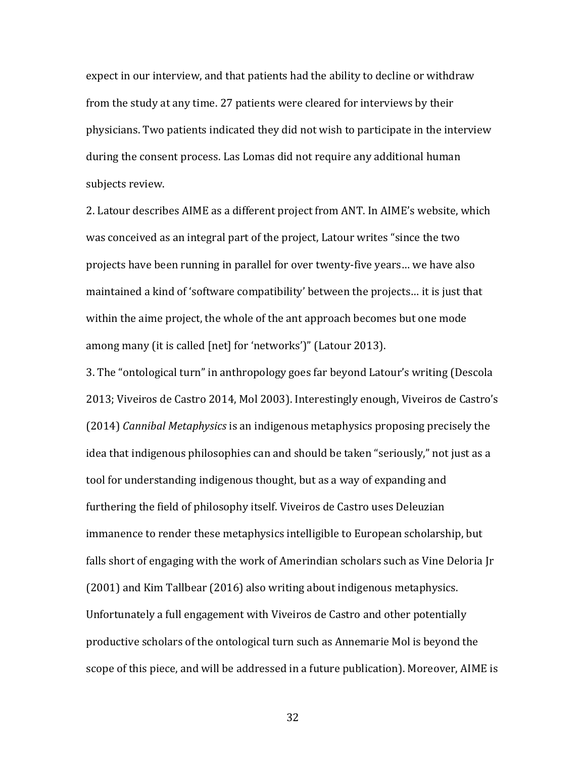expect in our interview, and that patients had the ability to decline or withdraw from the study at any time. 27 patients were cleared for interviews by their physicians. Two patients indicated they did not wish to participate in the interview during the consent process. Las Lomas did not require any additional human subjects review.

2. Latour describes AIME as a different project from ANT. In AIME's website, which was conceived as an integral part of the project, Latour writes "since the two projects have been running in parallel for over twenty-five years… we have also maintained a kind of 'software compatibility' between the projects… it is just that within the aime project, the whole of the ant approach becomes but one mode among many (it is called [net] for 'networks')" (Latour 2013).

3. The "ontological turn" in anthropology goes far beyond Latour's writing (Descola 2013; Viveiros de Castro 2014, Mol 2003). Interestingly enough, Viveiros de Castro's (2014) *Cannibal Metaphysics* is an indigenous metaphysics proposing precisely the idea that indigenous philosophies can and should be taken "seriously," not just as a tool for understanding indigenous thought, but as a way of expanding and furthering the field of philosophy itself. Viveiros de Castro uses Deleuzian immanence to render these metaphysics intelligible to European scholarship, but falls short of engaging with the work of Amerindian scholars such as Vine Deloria Jr (2001) and Kim Tallbear (2016) also writing about indigenous metaphysics. Unfortunately a full engagement with Viveiros de Castro and other potentially productive scholars of the ontological turn such as Annemarie Mol is beyond the scope of this piece, and will be addressed in a future publication). Moreover, AIME is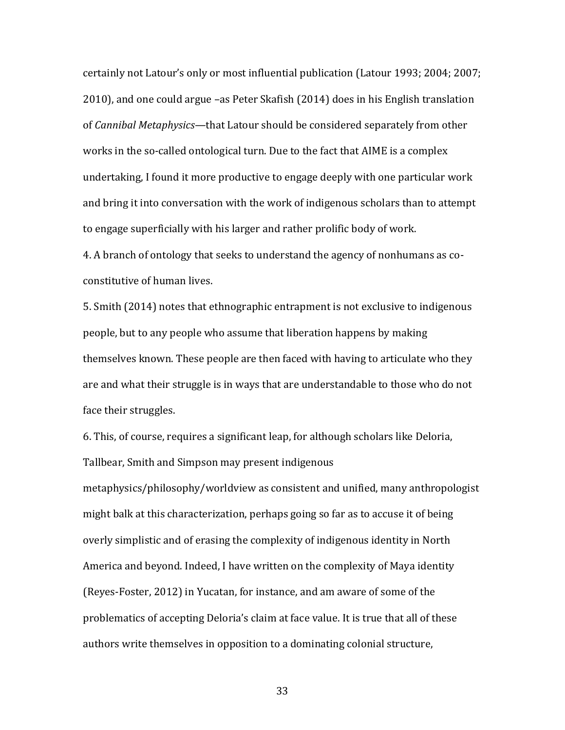certainly not Latour's only or most influential publication (Latour 1993; 2004; 2007; 2010), and one could argue –as Peter Skafish (2014) does in his English translation of *Cannibal Metaphysics*—that Latour should be considered separately from other works in the so-called ontological turn. Due to the fact that AIME is a complex undertaking, I found it more productive to engage deeply with one particular work and bring it into conversation with the work of indigenous scholars than to attempt to engage superficially with his larger and rather prolific body of work.

4. A branch of ontology that seeks to understand the agency of nonhumans as co-constitutive of human lives.

5. Smith (2014) notes that ethnographic entrapment is not exclusive to indigenous people, but to any people who assume that liberation happens by making themselves known. These people are then faced with having to articulate who they are and what their struggle is in ways that are understandable to those who do not face their struggles.

6. This, of course, requires a significant leap, for although scholars like Deloria, Tallbear, Smith and Simpson may present indigenous metaphysics/philosophy/worldview as consistent and unified, many anthropologist might balk at this characterization, perhaps going so far as to accuse it of being overly simplistic and of erasing the complexity of indigenous identity in North America and beyond. Indeed, I have written on the complexity of Maya identity (Reyes-Foster, 2012) in Yucatan, for instance, and am aware of some of the problematics of accepting Deloria's claim at face value. It is true that all of these authors write themselves in opposition to a dominating colonial structure,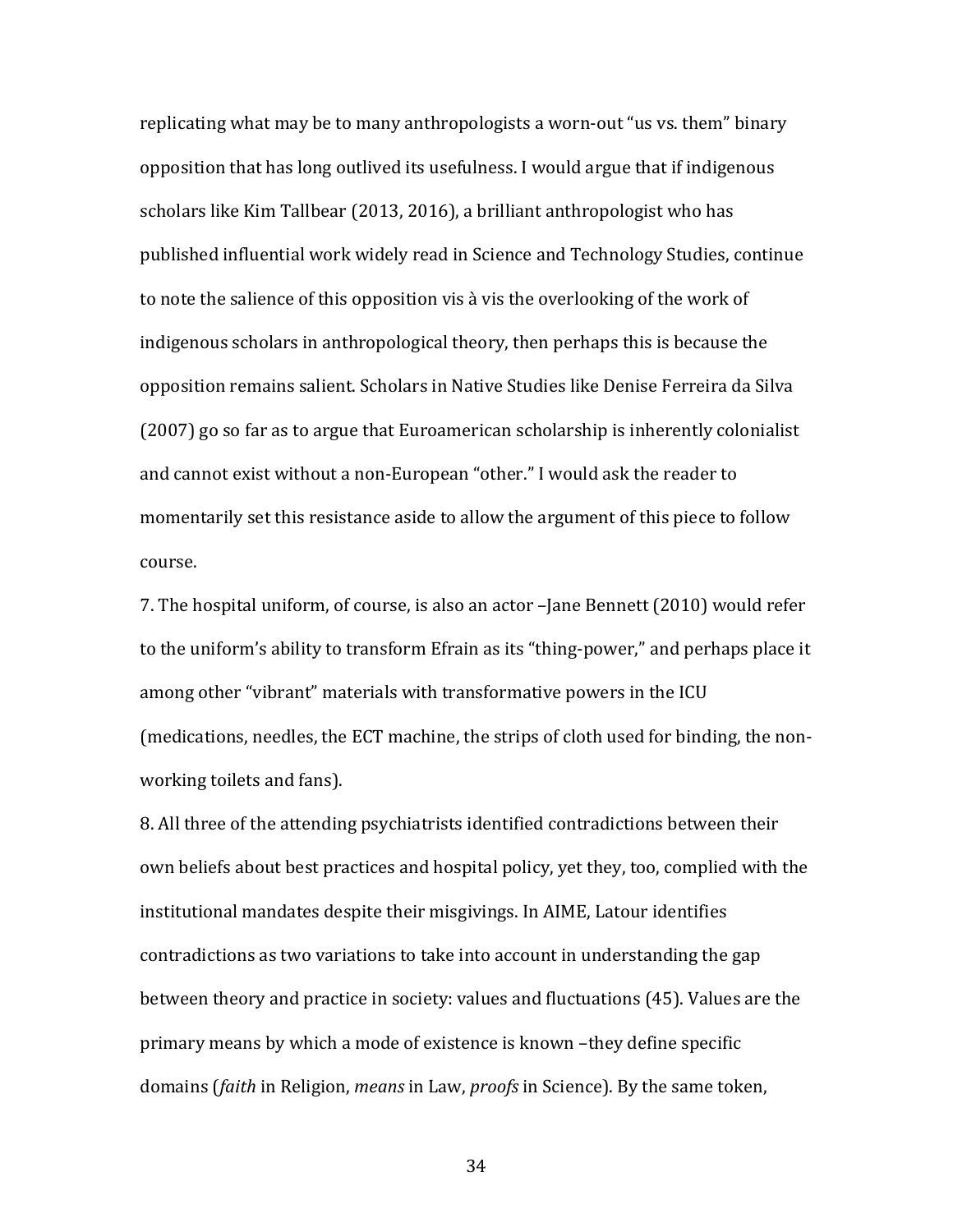replicating what may be to many anthropologists a worn-out "us vs. them" binary opposition that has long outlived its usefulness. I would argue that if indigenous scholars like Kim Tallbear (2013, 2016), a brilliant anthropologist who has published influential work widely read in Science and Technology Studies, continue to note the salience of this opposition vis à vis the overlooking of the work of indigenous scholars in anthropological theory, then perhaps this is because the opposition remains salient. Scholars in Native Studies like Denise Ferreira da Silva (2007) go so far as to argue that Euroamerican scholarship is inherently colonialist and cannot exist without a non-European "other." I would ask the reader to momentarily set this resistance aside to allow the argument of this piece to follow course.

7. The hospital uniform, of course, is also an actor –Jane Bennett (2010) would refer to the uniform's ability to transform Efrain as its "thing-power," and perhaps place it among other "vibrant" materials with transformative powers in the ICU (medications, needles, the ECT machine, the strips of cloth used for binding, the non-working toilets and fans).

8. All three of the attending psychiatrists identified contradictions between their own beliefs about best practices and hospital policy, yet they, too, complied with the institutional mandates despite their misgivings. In AIME, Latour identifies contradictions as two variations to take into account in understanding the gap between theory and practice in society: values and fluctuations (45). Values are the primary means by which a mode of existence is known –they define specific domains (*faith* in Religion, *means* in Law, *proofs* in Science). By the same token,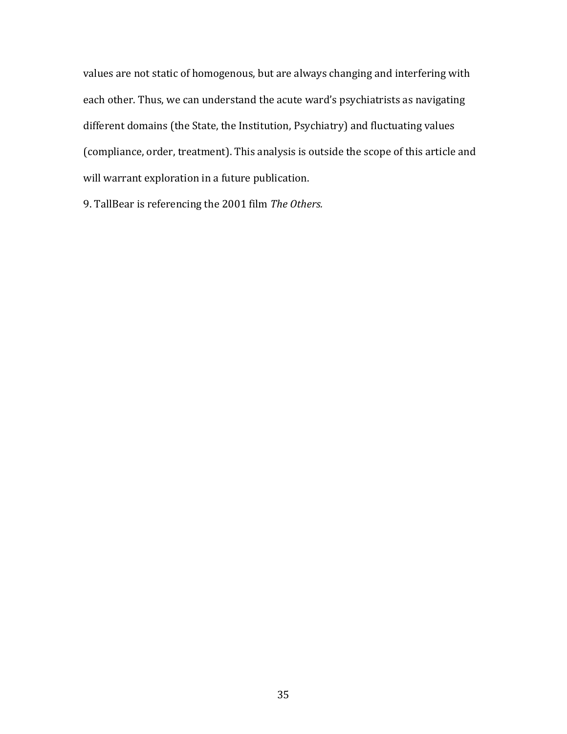values are not static of homogenous, but are always changing and interfering with each other. Thus, we can understand the acute ward's psychiatrists as navigating different domains (the State, the Institution, Psychiatry) and fluctuating values (compliance, order, treatment). This analysis is outside the scope of this article and will warrant exploration in a future publication.

9. TallBear is referencing the 2001 film *The Others.*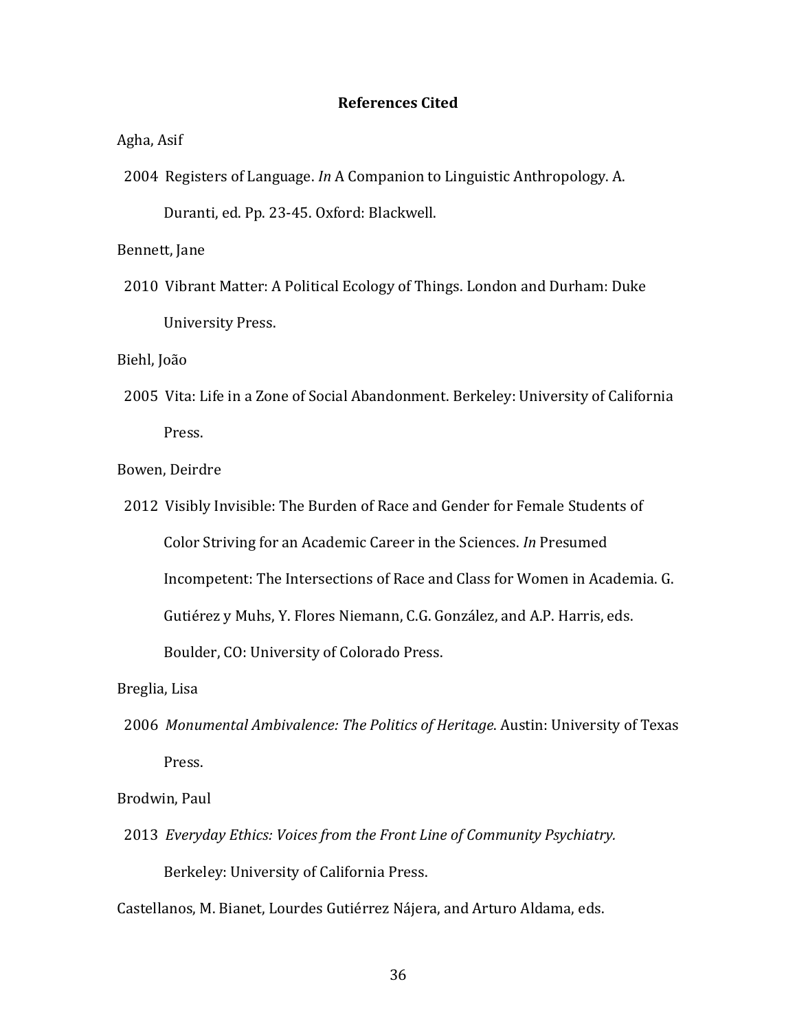## References Cited

Agha, Asif

2004 Registers of Language. *In* A Companion to Linguistic Anthropology. A. Duranti, ed. Pp. 23-45. Oxford: Blackwell.

Bennett, Jane

2010 Vibrant Matter: A Political Ecology of Things. London and Durham: Duke University Press.

Biehl, João

2005 Vita: Life in a Zone of Social Abandonment. Berkeley: University of California Press.

Bowen, Deirdre

2012 Visibly Invisible: The Burden of Race and Gender for Female Students of Color Striving for an Academic Career in the Sciences. *In* Presumed Incompetent: The Intersections of Race and Class for Women in Academia. G. Gutiérez y Muhs, Y. Flores Niemann, C.G. González, and A.P. Harris, eds. Boulder, CO: University of Colorado Press.

Breglia, Lisa

2006 *Monumental Ambivalence: The Politics of Heritage*. Austin: University of Texas Press.

Brodwin, Paul

2013 *Everyday Ethics: Voices from the Front Line of Community Psychiatry.* Berkeley: University of California Press.

Castellanos, M. Bianet, Lourdes Gutiérrez Nájera, and Arturo Aldama, eds.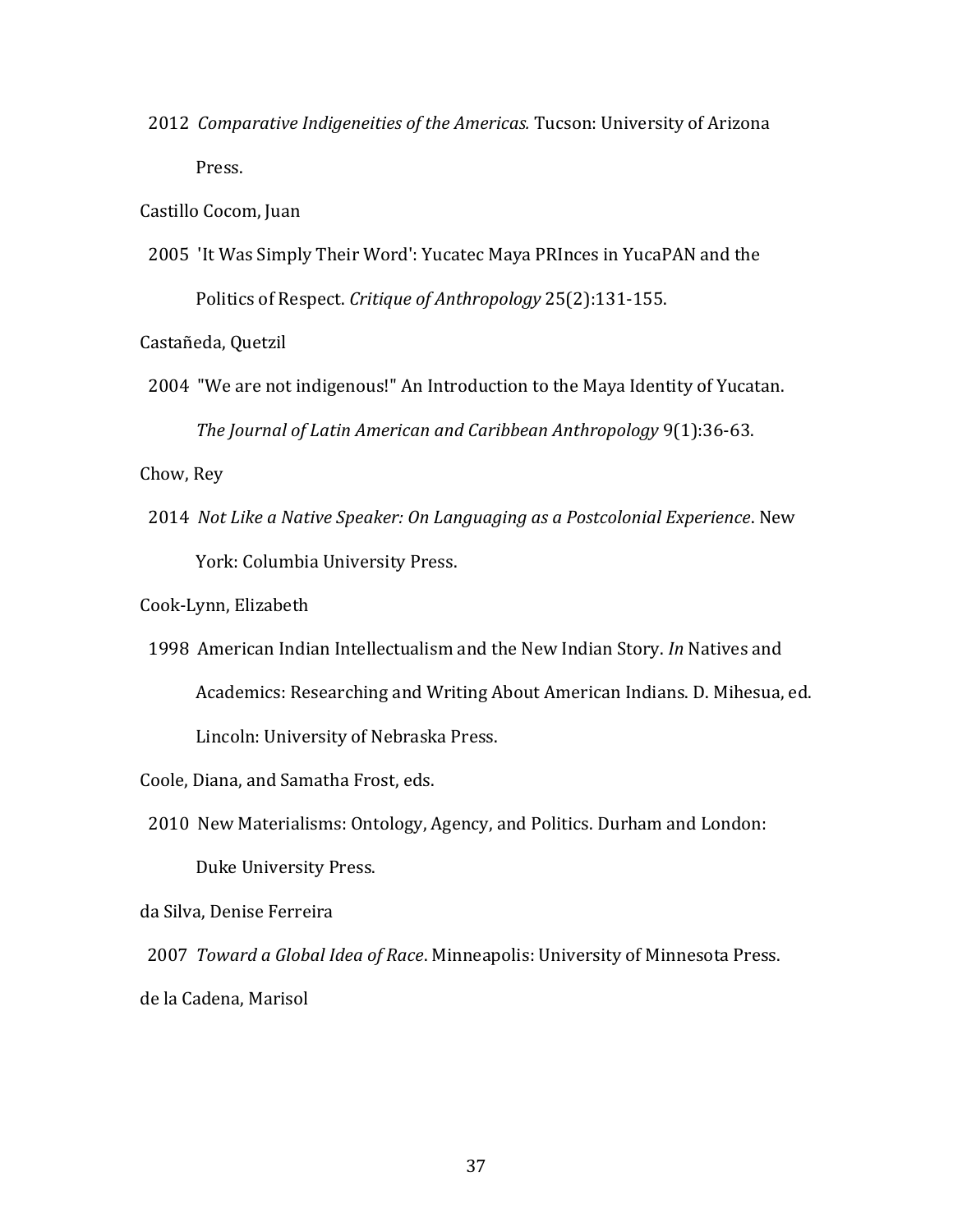2012 *Comparative Indigeneities of the Americas.* Tucson: University of Arizona Press.

Castillo Cocom, Juan

2005 'It Was Simply Their Word': Yucatec Maya PRInces in YucaPAN and the Politics of Respect. *Critique of Anthropology* 25(2):131-155.

Castañeda, Quetzil

2004 "We are not indigenous!" An Introduction to the Maya Identity of Yucatan. *The Journal of Latin American and Caribbean Anthropology* 9(1):36-63.

Chow, Rey

2014 *Not Like a Native Speaker: On Languaging as a Postcolonial Experience*. New York: Columbia University Press.

Cook-Lynn, Elizabeth

1998 American Indian Intellectualism and the New Indian Story. *In* Natives and Academics: Researching and Writing About American Indians. D. Mihesua, ed. Lincoln: University of Nebraska Press.

Coole, Diana, and Samatha Frost, eds.

2010 New Materialisms: Ontology, Agency, and Politics. Durham and London: Duke University Press.

da Silva, Denise Ferreira

2007 *Toward a Global Idea of Race*. Minneapolis: University of Minnesota Press.

de la Cadena, Marisol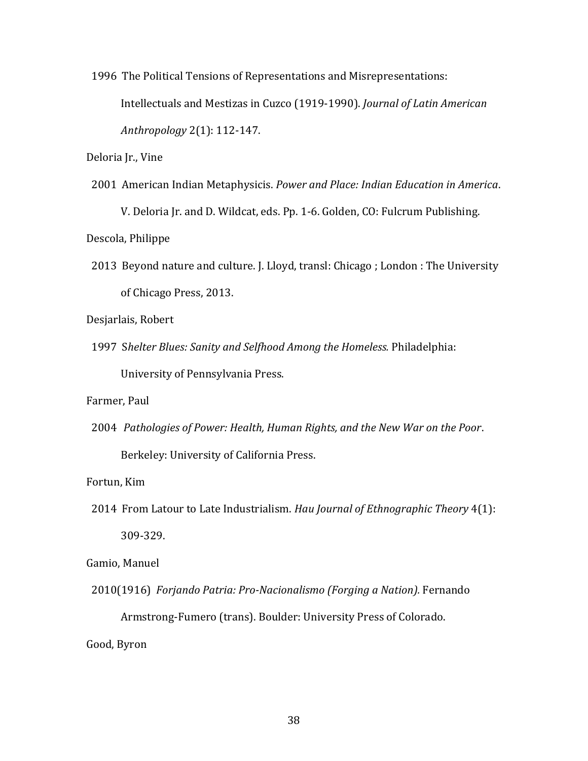1996 The Political Tensions of Representations and Misrepresentations: Intellectuals and Mestizas in Cuzco (1919-1990). *Journal of Latin American Anthropology* 2(1): 112-147.

Deloria Jr., Vine

2001 American Indian Metaphysicis. *Power and Place: Indian Education in America*. V. Deloria Jr. and D. Wildcat, eds. Pp. 1-6. Golden, CO: Fulcrum Publishing.

Descola, Philippe

2013 Beyond nature and culture. J. Lloyd, transl: Chicago ; London : The University of Chicago Press, 2013.

Desjarlais, Robert

1997 S*helter Blues: Sanity and Selfhood Among the Homeless.* Philadelphia: University of Pennsylvania Press.

Farmer, Paul

2004 *Pathologies of Power: Health, Human Rights, and the New War on the Poor*. Berkeley: University of California Press.

Fortun, Kim

2014 From Latour to Late Industrialism. *Hau Journal of Ethnographic Theory* 4(1): 309-329.

Gamio, Manuel

2010(1916) *Forjando Patria: Pro-Nacionalismo (Forging a Nation).* Fernando Armstrong-Fumero (trans). Boulder: University Press of Colorado.

Good, Byron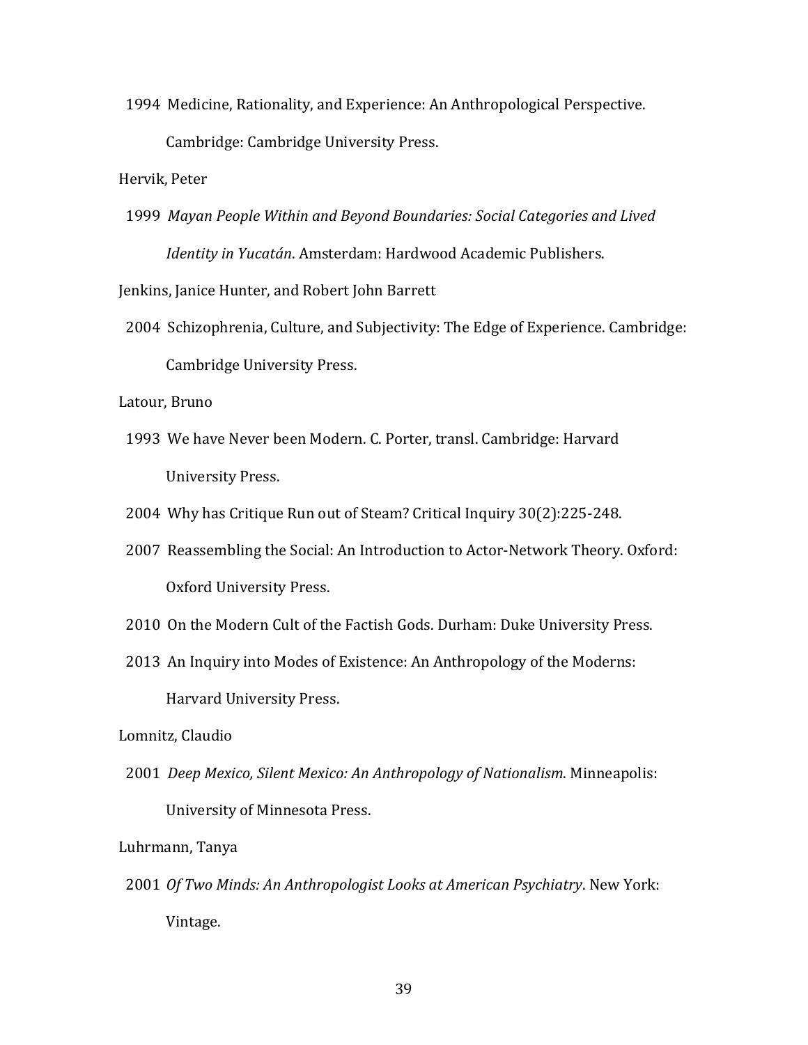1994 Medicine, Rationality, and Experience: An Anthropological Perspective. Cambridge: Cambridge University Press.

Hervik, Peter

1999 *Mayan People Within and Beyond Boundaries: Social Categories and Lived Identity in Yucatán*. Amsterdam: Hardwood Academic Publishers.

Jenkins, Janice Hunter, and Robert John Barrett

2004 Schizophrenia, Culture, and Subjectivity: The Edge of Experience. Cambridge: Cambridge University Press.

Latour, Bruno

1993 We have Never been Modern. C. Porter, transl. Cambridge: Harvard University Press.

2004 Why has Critique Run out of Steam? Critical Inquiry 30(2):225-248.

2007 Reassembling the Social: An Introduction to Actor-Network Theory. Oxford: Oxford University Press.

2010 On the Modern Cult of the Factish Gods. Durham: Duke University Press.

2013 An Inquiry into Modes of Existence: An Anthropology of the Moderns: Harvard University Press.

Lomnitz, Claudio

2001 *Deep Mexico, Silent Mexico: An Anthropology of Nationalism*. Minneapolis: University of Minnesota Press.

Luhrmann, Tanya

2001 *Of Two Minds: An Anthropologist Looks at American Psychiatry*. New York: Vintage.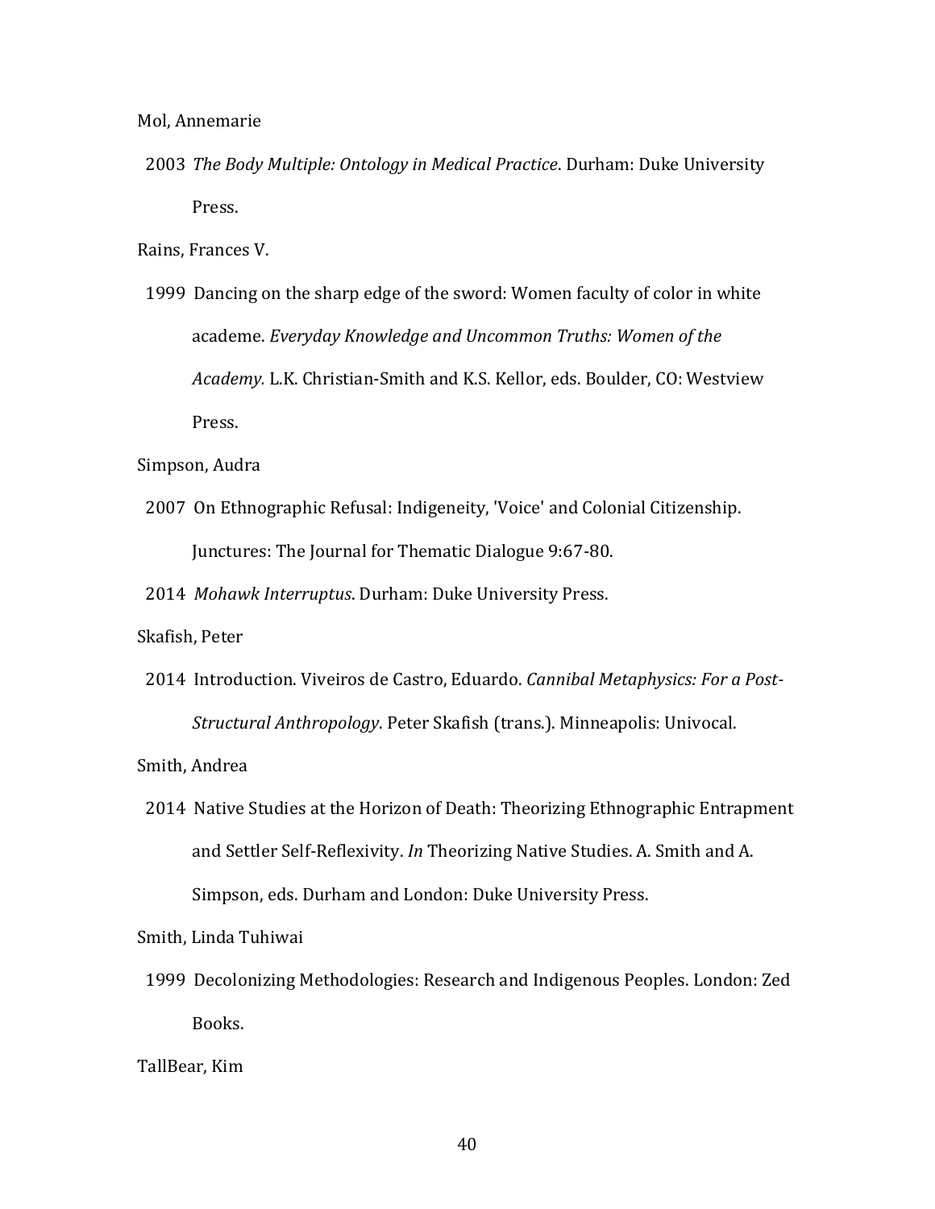Mol, Annemarie

2003 *The Body Multiple: Ontology in Medical Practice*. Durham: Duke University Press.

Rains, Frances V.

1999 Dancing on the sharp edge of the sword: Women faculty of color in white academe. *Everyday Knowledge and Uncommon Truths: Women of the Academy.* L.K. Christian-Smith and K.S. Kellor, eds. Boulder, CO: Westview Press.

Simpson, Audra

2007 On Ethnographic Refusal: Indigeneity, 'Voice' and Colonial Citizenship. Junctures: The Journal for Thematic Dialogue 9:67-80.

2014 *Mohawk Interruptus*. Durham: Duke University Press.

Skafish, Peter

2014 Introduction. Viveiros de Castro, Eduardo. *Cannibal Metaphysics: For a Post-Structural Anthropology*. Peter Skafish (trans.). Minneapolis: Univocal.

Smith, Andrea

2014 Native Studies at the Horizon of Death: Theorizing Ethnographic Entrapment and Settler Self-Reflexivity. *In* Theorizing Native Studies. A. Smith and A. Simpson, eds. Durham and London: Duke University Press.

Smith, Linda Tuhiwai

1999 Decolonizing Methodologies: Research and Indigenous Peoples. London: Zed Books.

TallBear, Kim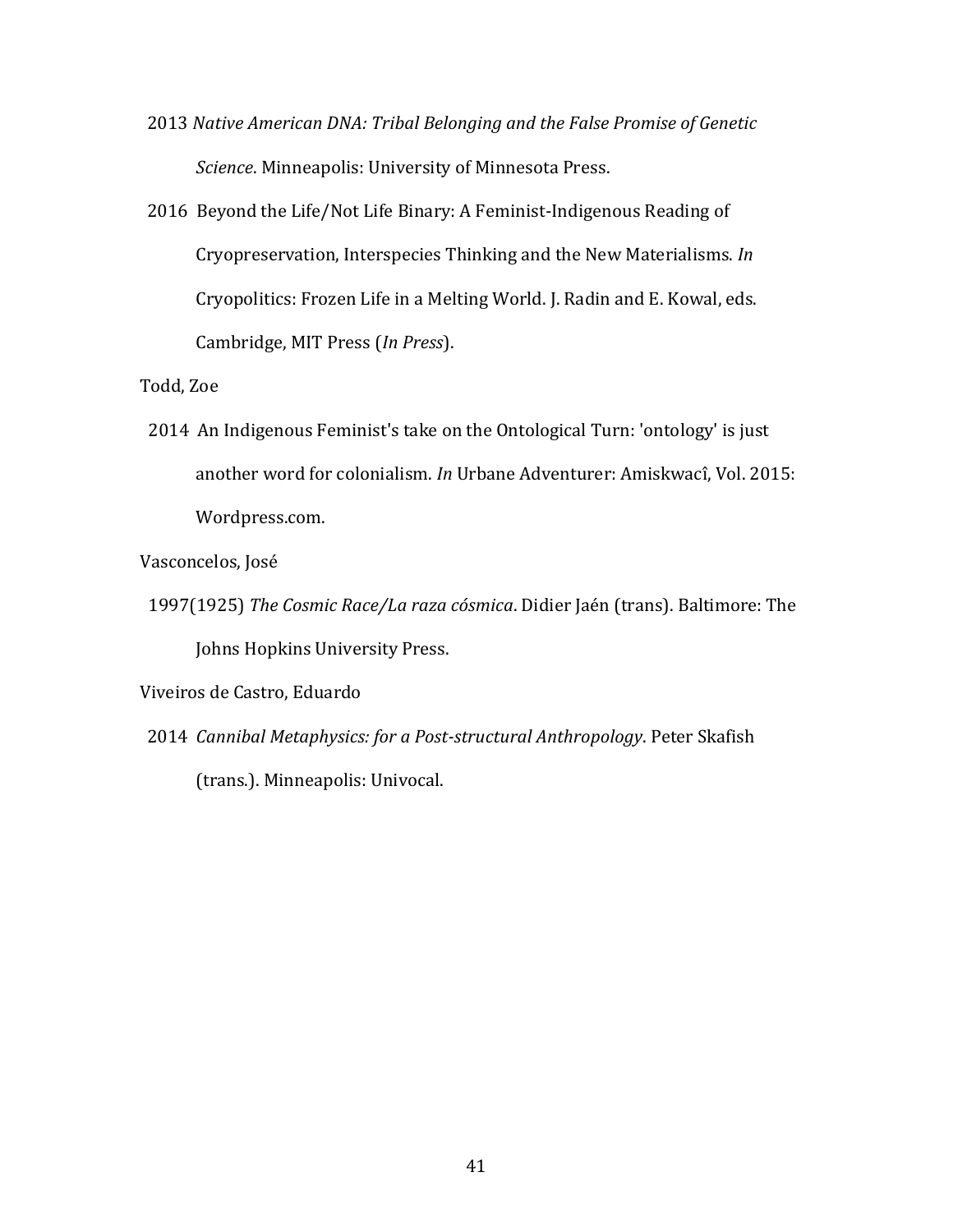2013 *Native American DNA: Tribal Belonging and the False Promise of Genetic Science*. Minneapolis: University of Minnesota Press.

2016 Beyond the Life/Not Life Binary: A Feminist-Indigenous Reading of Cryopreservation, Interspecies Thinking and the New Materialisms. *In* Cryopolitics: Frozen Life in a Melting World. J. Radin and E. Kowal, eds. Cambridge, MIT Press (*In Press*).

Todd, Zoe

2014 An Indigenous Feminist's take on the Ontological Turn: 'ontology' is just another word for colonialism. *In* Urbane Adventurer: Amiskwacî, Vol. 2015: Wordpress.com.

Vasconcelos, José

1997(1925) *The Cosmic Race/La raza cósmica*. Didier Jaén (trans). Baltimore: The Johns Hopkins University Press.

Viveiros de Castro, Eduardo

2014 *Cannibal Metaphysics: for a Post-structural Anthropology*. Peter Skafish (trans.). Minneapolis: Univocal.